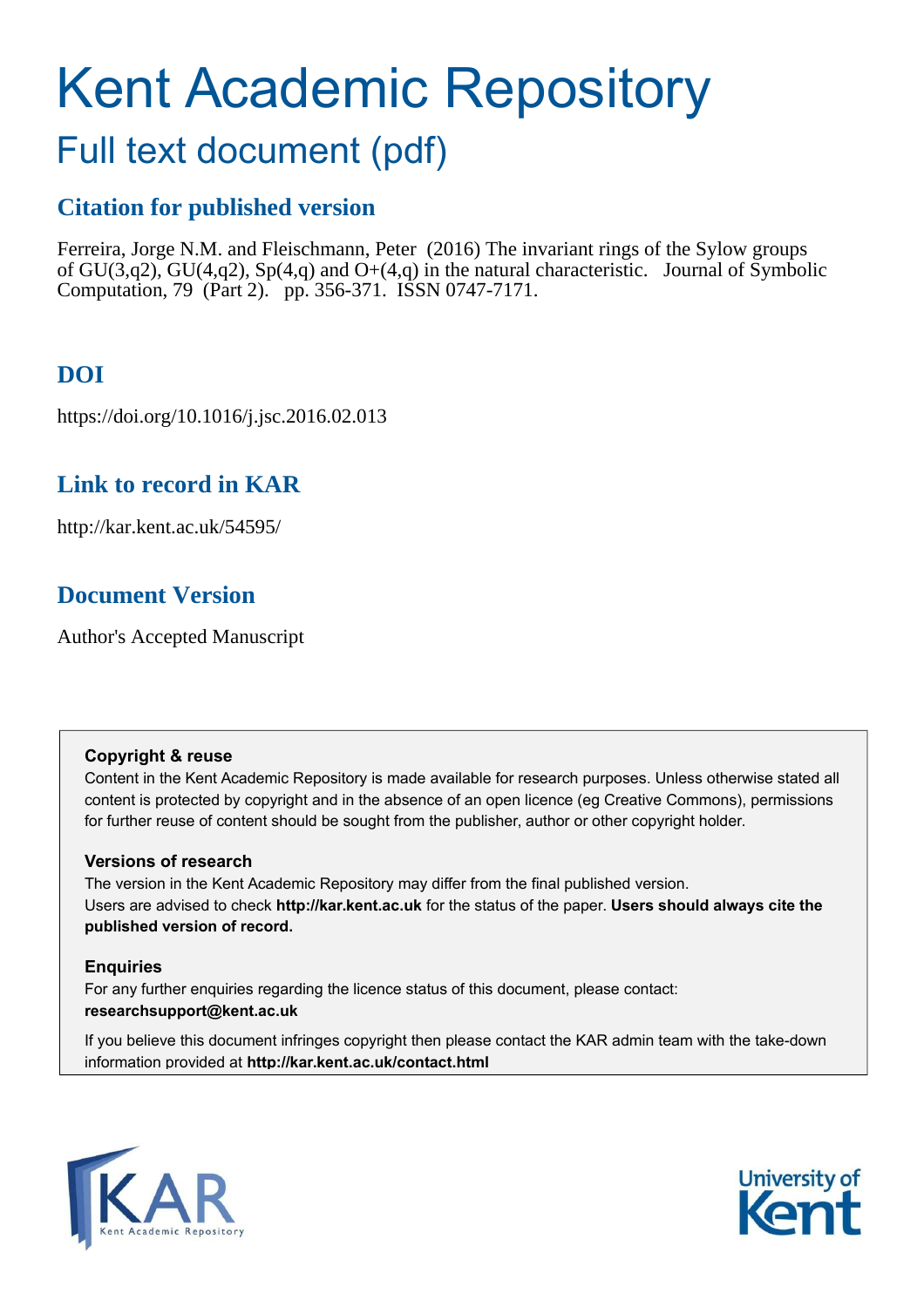# Kent Academic Repository

## Full text document (pdf)

### Citation for published version

Ferreira, Jorge N.M. and Fleischmann, Peter (2016) The invariant rings of the Sylow groups of GU(3,q2), GU(4,q2), Sp(4,q) and O+(4,q) in the natural characteristic. Journal of Symbolic Computation, 79 (Part 2). pp. 356-371. ISSN 0747-7171.

### DOI

https://doi.org/10.1016/j.jsc.2016.02.013

### Link to record in KAR

http://kar.kent.ac.uk/54595/

### Document Version

Author's Accepted Manuscript

**Copyright & reuse**

Content in the Kent Academic Repository is made available for research purposes. Unless otherwise stated all content is protected by copyright and in the absence of an open licence (eg Creative Commons), permissions for further reuse of content should be sought from the publisher, author or other copyright holder.

**Versions of research**

The version in the Kent Academic Repository may differ from the final published version. Users are advised to check **http://kar.kent.ac.uk** for the status of the paper. **Users should always cite the published version of record.**

**Enquiries**

For any further enquiries regarding the licence status of this document, please contact: **researchsupport@kent.ac.uk**

If you believe this document infringes copyright then please contact the KAR admin team with the take-down information provided at **http://kar.kent.ac.uk/contact.html**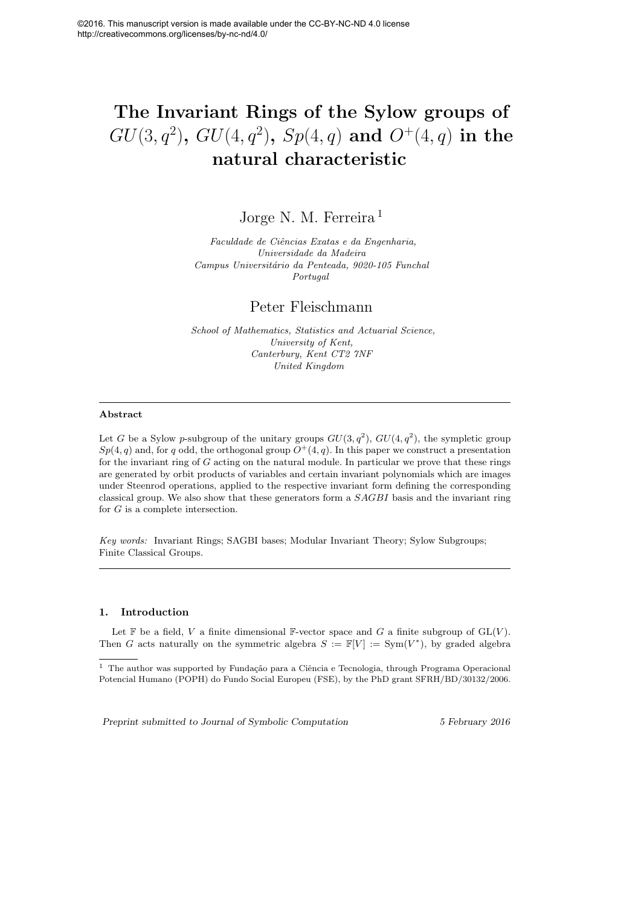©2016. This manuscript version is made available under the CC-BY-NC-ND 4.0 license
http://creativecommons.org/licenses/by-nc-nd/4.0/

# The Invariant Rings of the Sylow groups of $GU(3, q^2)$, $GU(4, q^2)$, $Sp(4, q)$ and $O^+(4, q)$ in the natural characteristic

Jorge N. M. Ferreira [1]

*Faculdade de Ciências Exatas e da Engenharia,*
*Universidade da Madeira*
*Campus Universitário da Penteada, 9020-105 Funchal*
*Portugal*

Peter Fleischmann

*School of Mathematics, Statistics and Actuarial Science,*
*University of Kent,*
*Canterbury, Kent CT2 7NF*
*United Kingdom*

---

**Abstract**

Let $G$ be a Sylow $p$-subgroup of the unitary groups $GU(3, q^2)$, $GU(4, q^2)$, the sympletic group $Sp(4, q)$ and, for $q$ odd, the orthogonal group $O^+(4, q)$. In this paper we construct a presentation for the invariant ring of $G$ acting on the natural module. In particular we prove that these rings are generated by orbit products of variables and certain invariant polynomials which are images under Steenrod operations, applied to the respective invariant form defining the corresponding classical group. We also show that these generators form a $SAGBI$ basis and the invariant ring for $G$ is a complete intersection.

*Key words:* Invariant Rings; SAGBI bases; Modular Invariant Theory; Sylow Subgroups; Finite Classical Groups.

---

## 1. Introduction

Let $\mathbb{F}$ be a field, $V$ a finite dimensional $\mathbb{F}$-vector space and $G$ a finite subgroup of $\mathrm{GL}(V)$. Then $G$ acts naturally on the symmetric algebra $S := \mathbb{F}[V] := \mathrm{Sym}(V^*)$, by graded algebra

[1] The author was supported by Fundação para a Ciência e Tecnologia, through Programa Operacional Potencial Humano (POPH) do Fundo Social Europeu (FSE), by the PhD grant SFRH/BD/30132/2006.

*Preprint submitted to Journal of Symbolic Computation* 5 February 2016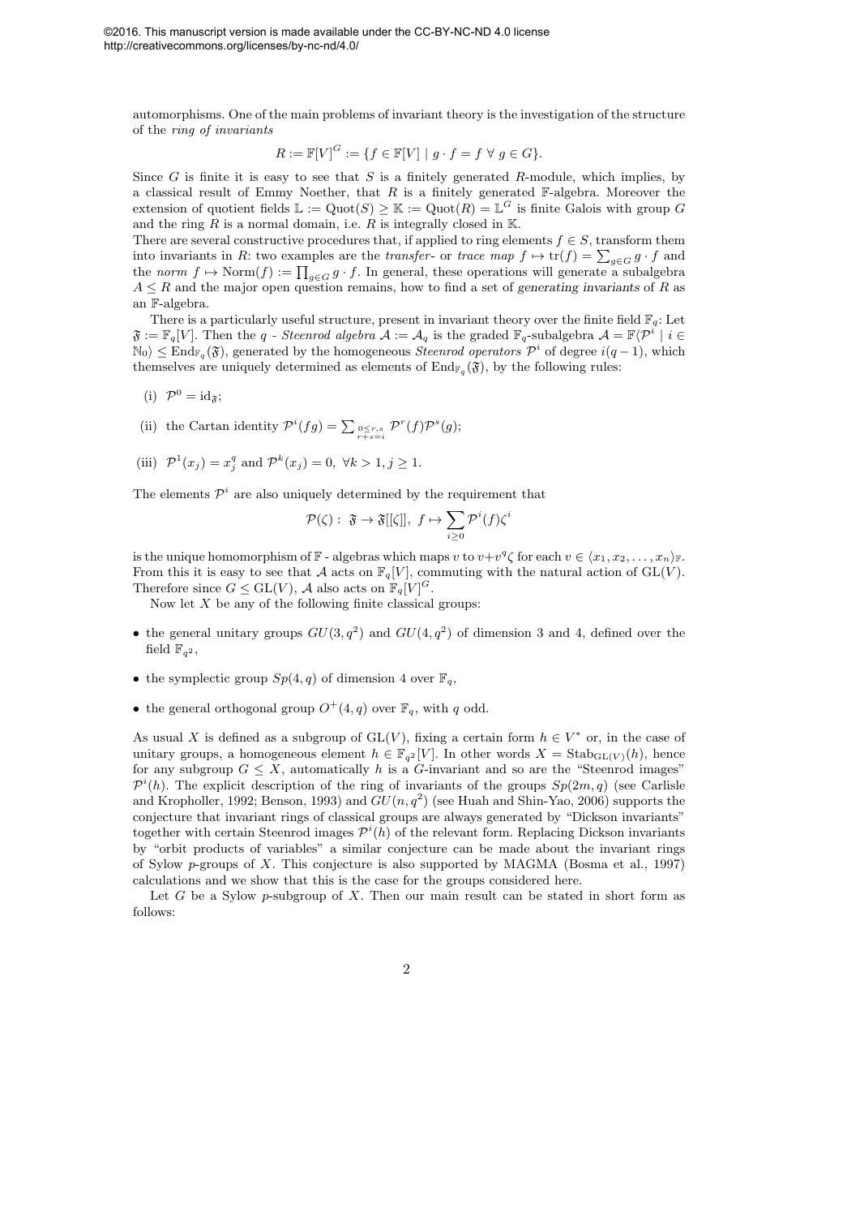automorphisms. One of the main problems of invariant theory is the investigation of the structure of the *ring of invariants*

$$R := \mathbb{F}[V]^G := \{f \in \mathbb{F}[V] \mid g \cdot f = f \ \forall \ g \in G\}.$$

Since $G$ is finite it is easy to see that $S$ is a finitely generated $R$-module, which implies, by a classical result of Emmy Noether, that $R$ is a finitely generated $\mathbb{F}$-algebra. Moreover the extension of quotient fields $\mathbb{L} := \mathrm{Quot}(S) \geq \mathbb{K} := \mathrm{Quot}(R) = \mathbb{L}^G$ is finite Galois with group $G$ and the ring $R$ is a normal domain, i.e. $R$ is integrally closed in $\mathbb{K}$.
There are several constructive procedures that, if applied to ring elements $f \in S$, transform them into invariants in $R$: two examples are the *transfer-* or *trace map* $f \mapsto \mathrm{tr}(f) = \sum_{g \in G} g \cdot f$ and the *norm* $f \mapsto \mathrm{Norm}(f) := \prod_{g \in G} g \cdot f$. In general, these operations will generate a subalgebra $A \leq R$ and the major open question remains, how to find a set of *generating invariants* of $R$ as an $\mathbb{F}$-algebra.

There is a particularly useful structure, present in invariant theory over the finite field $\mathbb{F}_q$: Let $\mathfrak{F} := \mathbb{F}_q[V]$. Then the $q$ - *Steenrod algebra* $\mathcal{A} := \mathcal{A}_q$ is the graded $\mathbb{F}_q$-subalgebra $\mathcal{A} = \mathbb{F}\langle \mathcal{P}^i \mid i \in \mathbb{N}_0 \rangle \leq \mathrm{End}_{\mathbb{F}_q}(\mathfrak{F})$, generated by the homogeneous *Steenrod operators* $\mathcal{P}^i$ of degree $i(q-1)$, which themselves are uniquely determined as elements of $\mathrm{End}_{\mathbb{F}_q}(\mathfrak{F})$, by the following rules:

(i) $\mathcal{P}^0 = \mathrm{id}_{\mathfrak{F}}$;

(ii) the Cartan identity $\mathcal{P}^i(fg) = \sum_{\substack{0 \leq r,s \\ r+s=i}} \mathcal{P}^r(f)\mathcal{P}^s(g)$;

(iii) $\mathcal{P}^1(x_j) = x_j^q$ and $\mathcal{P}^k(x_j) = 0, \ \forall k > 1, j \geq 1$.

The elements $\mathcal{P}^i$ are also uniquely determined by the requirement that

$$\mathcal{P}(\zeta): \ \mathfrak{F} \to \mathfrak{F}[[\zeta]], \ f \mapsto \sum_{i \geq 0} \mathcal{P}^i(f)\zeta^i$$

is the unique homomorphism of $\mathbb{F}$ - algebras which maps $v$ to $v + v^q\zeta$ for each $v \in \langle x_1, x_2, \ldots, x_n \rangle_{\mathbb{F}}$. From this it is easy to see that $\mathcal{A}$ acts on $\mathbb{F}_q[V]$, commuting with the natural action of $\mathrm{GL}(V)$. Therefore since $G \leq \mathrm{GL}(V)$, $\mathcal{A}$ also acts on $\mathbb{F}_q[V]^G$.

Now let $X$ be any of the following finite classical groups:

- the general unitary groups $GU(3, q^2)$ and $GU(4, q^2)$ of dimension 3 and 4, defined over the field $\mathbb{F}_{q^2}$,
- the symplectic group $Sp(4, q)$ of dimension 4 over $\mathbb{F}_q$,
- the general orthogonal group $O^+(4, q)$ over $\mathbb{F}_q$, with $q$ odd.

As usual $X$ is defined as a subgroup of $\mathrm{GL}(V)$, fixing a certain form $h \in V^*$ or, in the case of unitary groups, a homogeneous element $h \in \mathbb{F}_{q^2}[V]$. In other words $X = \mathrm{Stab}_{\mathrm{GL}(V)}(h)$, hence for any subgroup $G \leq X$, automatically $h$ is a $G$-invariant and so are the "Steenrod images" $\mathcal{P}^i(h)$. The explicit description of the ring of invariants of the groups $Sp(2m, q)$ (see Carlisle and Kropholler, 1992; Benson, 1993) and $GU(n, q^2)$ (see Huah and Shin-Yao, 2006) supports the conjecture that invariant rings of classical groups are always generated by "Dickson invariants" together with certain Steenrod images $\mathcal{P}^i(h)$ of the relevant form. Replacing Dickson invariants by "orbit products of variables" a similar conjecture can be made about the invariant rings of Sylow $p$-groups of $X$. This conjecture is also supported by MAGMA (Bosma et al., 1997) calculations and we show that this is the case for the groups considered here.

Let $G$ be a Sylow $p$-subgroup of $X$. Then our main result can be stated in short form as follows: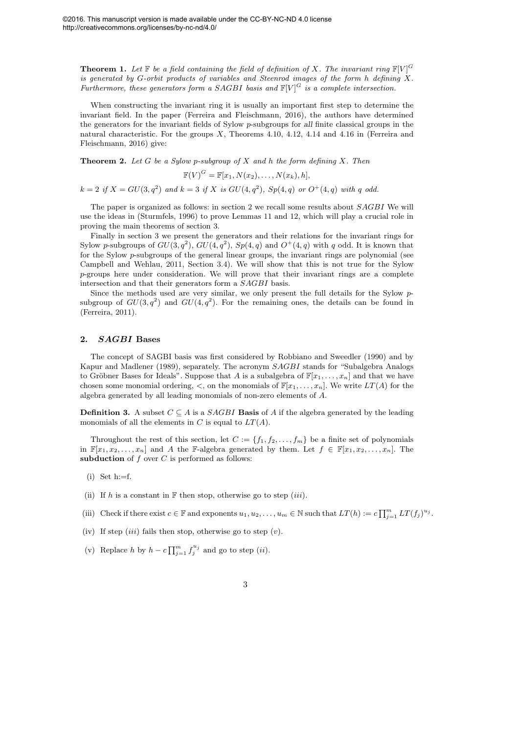**Theorem 1.** *Let $\mathbb{F}$ be a field containing the field of definition of $X$. The invariant ring $\mathbb{F}[V]^G$ is generated by $G$-orbit products of variables and Steenrod images of the form $h$ defining $X$. Furthermore, these generators form a SAGBI basis and $\mathbb{F}[V]^G$ is a complete intersection.*

When constructing the invariant ring it is usually an important first step to determine the invariant field. In the paper (Ferreira and Fleischmann, 2016), the authors have determined the generators for the invariant fields of Sylow $p$-subgroups for *all* finite classical groups in the natural characteristic. For the groups $X$, Theorems 4.10, 4.12, 4.14 and 4.16 in (Ferreira and Fleischmann, 2016) give:

**Theorem 2.** *Let $G$ be a Sylow $p$-subgroup of $X$ and $h$ the form defining $X$. Then*

$$\mathbb{F}(V)^G = \mathbb{F}[x_1, N(x_2), \ldots, N(x_k), h],$$

*$k = 2$ if $X = GU(3, q^2)$ and $k = 3$ if $X$ is $GU(4, q^2)$, $Sp(4, q)$ or $O^+(4, q)$ with $q$ odd.*

The paper is organized as follows: in section 2 we recall some results about *SAGBI* We will use the ideas in (Sturmfels, 1996) to prove Lemmas 11 and 12, which will play a crucial role in proving the main theorems of section 3.

Finally in section 3 we present the generators and their relations for the invariant rings for Sylow $p$-subgroups of $GU(3, q^2)$, $GU(4, q^2)$, $Sp(4, q)$ and $O^+(4, q)$ with $q$ odd. It is known that for the Sylow $p$-subgroups of the general linear groups, the invariant rings are polynomial (see Campbell and Wehlau, 2011, Section 3.4). We will show that this is not true for the Sylow $p$-groups here under consideration. We will prove that their invariant rings are a complete intersection and that their generators form a *SAGBI* basis.

Since the methods used are very similar, we only present the full details for the Sylow $p$-subgroup of $GU(3, q^2)$ and $GU(4, q^2)$. For the remaining ones, the details can be found in (Ferreira, 2011).

## 2. *SAGBI* Bases

The concept of SAGBI basis was first considered by Robbiano and Sweedler (1990) and by Kapur and Madlener (1989), separately. The acronym *SAGBI* stands for "Subalgebra Analogs to Gröbner Bases for Ideals". Suppose that $A$ is a subalgebra of $\mathbb{F}[x_1, \ldots, x_n]$ and that we have chosen some monomial ordering, $<$, on the monomials of $\mathbb{F}[x_1, \ldots, x_n]$. We write $LT(A)$ for the algebra generated by all leading monomials of non-zero elements of $A$.

**Definition 3.** A subset $C \subseteq A$ is a *SAGBI* **Basis** of $A$ if the algebra generated by the leading monomials of all the elements in $C$ is equal to $LT(A)$.

Throughout the rest of this section, let $C := \{f_1, f_2, \ldots, f_m\}$ be a finite set of polynomials in $\mathbb{F}[x_1, x_2, \ldots, x_n]$ and $A$ the $\mathbb{F}$-algebra generated by them. Let $f \in \mathbb{F}[x_1, x_2, \ldots, x_n]$. The **subduction** of $f$ over $C$ is performed as follows:

(i) Set h:=f.

(ii) If $h$ is a constant in $\mathbb{F}$ then stop, otherwise go to step $(iii)$.

(iii) Check if there exist $c \in \mathbb{F}$ and exponents $u_1, u_2, \ldots, u_m \in \mathbb{N}$ such that $LT(h) := c\prod_{j=1}^{m} LT(f_j)^{u_j}$.

(iv) If step $(iii)$ fails then stop, otherwise go to step $(v)$.

(v) Replace $h$ by $h - c\prod_{j=1}^{m} f_j^{u_j}$ and go to step $(ii)$.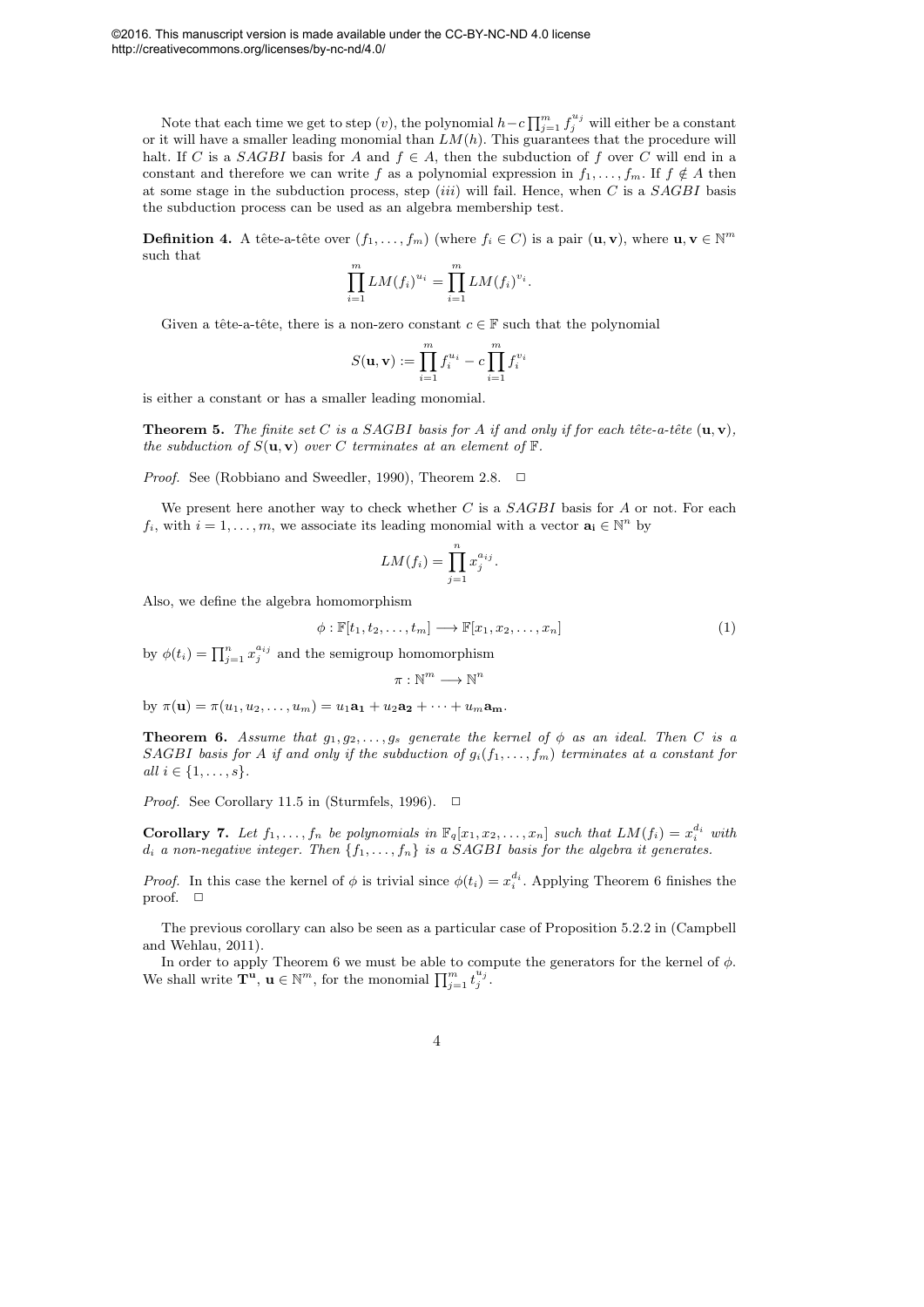Note that each time we get to step $(v)$, the polynomial $h - c\prod_{j=1}^{m} f_j^{u_j}$ will either be a constant or it will have a smaller leading monomial than $LM(h)$. This guarantees that the procedure will halt. If $C$ is a $SAGBI$ basis for $A$ and $f \in A$, then the subduction of $f$ over $C$ will end in a constant and therefore we can write $f$ as a polynomial expression in $f_1, \ldots, f_m$. If $f \notin A$ then at some stage in the subduction process, step $(iii)$ will fail. Hence, when $C$ is a $SAGBI$ basis the subduction process can be used as an algebra membership test.

**Definition 4.** A tête-a-tête over $(f_1, \ldots, f_m)$ (where $f_i \in C$) is a pair $(\mathbf{u}, \mathbf{v})$, where $\mathbf{u}, \mathbf{v} \in \mathbb{N}^m$ such that

$$\prod_{i=1}^{m} LM(f_i)^{u_i} = \prod_{i=1}^{m} LM(f_i)^{v_i}.$$

Given a tête-a-tête, there is a non-zero constant $c \in \mathbb{F}$ such that the polynomial

$$S(\mathbf{u}, \mathbf{v}) := \prod_{i=1}^{m} f_i^{u_i} - c\prod_{i=1}^{m} f_i^{v_i}$$

is either a constant or has a smaller leading monomial.

**Theorem 5.** *The finite set $C$ is a $SAGBI$ basis for $A$ if and only if for each tête-a-tête $(\mathbf{u}, \mathbf{v})$, the subduction of $S(\mathbf{u}, \mathbf{v})$ over $C$ terminates at an element of $\mathbb{F}$.*

*Proof.* See (Robbiano and Sweedler, 1990), Theorem 2.8. □

We present here another way to check whether $C$ is a $SAGBI$ basis for $A$ or not. For each $f_i$, with $i = 1, \ldots, m$, we associate its leading monomial with a vector $\mathbf{a_i} \in \mathbb{N}^n$ by

$$LM(f_i) = \prod_{j=1}^{n} x_j^{a_{ij}}.$$

Also, we define the algebra homomorphism

$$\phi : \mathbb{F}[t_1, t_2, \ldots, t_m] \longrightarrow \mathbb{F}[x_1, x_2, \ldots, x_n] \tag{1}$$

by $\phi(t_i) = \prod_{j=1}^{n} x_j^{a_{ij}}$ and the semigroup homomorphism

$$\pi : \mathbb{N}^m \longrightarrow \mathbb{N}^n$$

by $\pi(\mathbf{u}) = \pi(u_1, u_2, \ldots, u_m) = u_1\mathbf{a_1} + u_2\mathbf{a_2} + \cdots + u_m\mathbf{a_m}$.

**Theorem 6.** *Assume that $g_1, g_2, \ldots, g_s$ generate the kernel of $\phi$ as an ideal. Then $C$ is a $SAGBI$ basis for $A$ if and only if the subduction of $g_i(f_1, \ldots, f_m)$ terminates at a constant for all $i \in \{1, \ldots, s\}$.*

*Proof.* See Corollary 11.5 in (Sturmfels, 1996). □

**Corollary 7.** *Let $f_1, \ldots, f_n$ be polynomials in $\mathbb{F}_q[x_1, x_2, \ldots, x_n]$ such that $LM(f_i) = x_i^{d_i}$ with $d_i$ a non-negative integer. Then $\{f_1, \ldots, f_n\}$ is a $SAGBI$ basis for the algebra it generates.*

*Proof.* In this case the kernel of $\phi$ is trivial since $\phi(t_i) = x_i^{d_i}$. Applying Theorem 6 finishes the proof. □

The previous corollary can also be seen as a particular case of Proposition 5.2.2 in (Campbell and Wehlau, 2011).

In order to apply Theorem 6 we must be able to compute the generators for the kernel of $\phi$. We shall write $\mathbf{T^u}$, $\mathbf{u} \in \mathbb{N}^m$, for the monomial $\prod_{j=1}^{m} t_j^{u_j}$.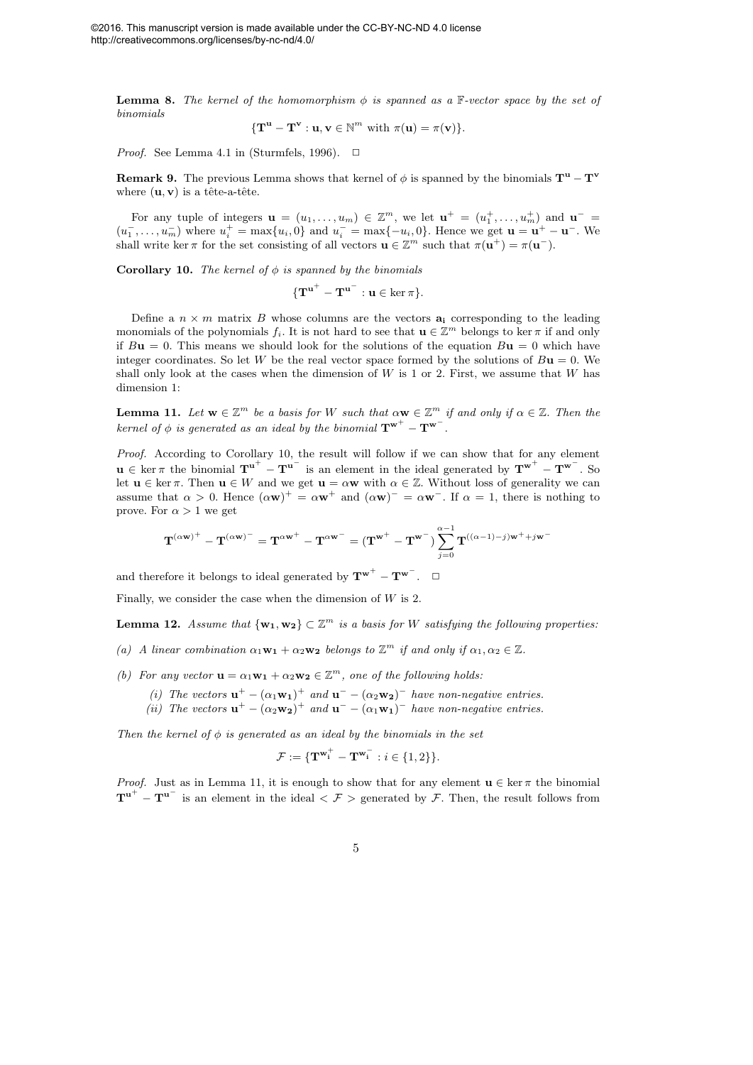**Lemma 8.** *The kernel of the homomorphism $\phi$ is spanned as a $\mathbb{F}$-vector space by the set of binomials*

$$\{\mathbf{T}^{\mathbf{u}} - \mathbf{T}^{\mathbf{v}} : \mathbf{u}, \mathbf{v} \in \mathbb{N}^m \text{ with } \pi(\mathbf{u}) = \pi(\mathbf{v})\}.$$

*Proof.* See Lemma 4.1 in (Sturmfels, 1996). $\square$

**Remark 9.** The previous Lemma shows that kernel of $\phi$ is spanned by the binomials $\mathbf{T}^{\mathbf{u}} - \mathbf{T}^{\mathbf{v}}$ where $(\mathbf{u}, \mathbf{v})$ is a tête-a-tête.

For any tuple of integers $\mathbf{u} = (u_1, \dots, u_m) \in \mathbb{Z}^m$, we let $\mathbf{u}^+ = (u_1^+, \dots, u_m^+)$ and $\mathbf{u}^- = (u_1^-, \dots, u_m^-)$ where $u_i^+ = \max\{u_i, 0\}$ and $u_i^- = \max\{-u_i, 0\}$. Hence we get $\mathbf{u} = \mathbf{u}^+ - \mathbf{u}^-$. We shall write $\ker \pi$ for the set consisting of all vectors $\mathbf{u} \in \mathbb{Z}^m$ such that $\pi(\mathbf{u}^+) = \pi(\mathbf{u}^-)$.

**Corollary 10.** *The kernel of $\phi$ is spanned by the binomials*

$$\{\mathbf{T}^{\mathbf{u}^+} - \mathbf{T}^{\mathbf{u}^-} : \mathbf{u} \in \ker \pi\}.$$

Define a $n \times m$ matrix $B$ whose columns are the vectors $\mathbf{a_i}$ corresponding to the leading monomials of the polynomials $f_i$. It is not hard to see that $\mathbf{u} \in \mathbb{Z}^m$ belongs to $\ker \pi$ if and only if $B\mathbf{u} = 0$. This means we should look for the solutions of the equation $B\mathbf{u} = 0$ which have integer coordinates. So let $W$ be the real vector space formed by the solutions of $B\mathbf{u} = 0$. We shall only look at the cases when the dimension of $W$ is 1 or 2. First, we assume that $W$ has dimension 1:

**Lemma 11.** *Let $\mathbf{w} \in \mathbb{Z}^m$ be a basis for $W$ such that $\alpha\mathbf{w} \in \mathbb{Z}^m$ if and only if $\alpha \in \mathbb{Z}$. Then the kernel of $\phi$ is generated as an ideal by the binomial $\mathbf{T}^{\mathbf{w}^+} - \mathbf{T}^{\mathbf{w}^-}$.*

*Proof.* According to Corollary 10, the result will follow if we can show that for any element $\mathbf{u} \in \ker \pi$ the binomial $\mathbf{T}^{\mathbf{u}^+} - \mathbf{T}^{\mathbf{u}^-}$ is an element in the ideal generated by $\mathbf{T}^{\mathbf{w}^+} - \mathbf{T}^{\mathbf{w}^-}$. So let $\mathbf{u} \in \ker \pi$. Then $\mathbf{u} \in W$ and we get $\mathbf{u} = \alpha\mathbf{w}$ with $\alpha \in \mathbb{Z}$. Without loss of generality we can assume that $\alpha > 0$. Hence $(\alpha\mathbf{w})^+ = \alpha\mathbf{w}^+$ and $(\alpha\mathbf{w})^- = \alpha\mathbf{w}^-$. If $\alpha = 1$, there is nothing to prove. For $\alpha > 1$ we get

$$\mathbf{T}^{(\alpha\mathbf{w})^+} - \mathbf{T}^{(\alpha\mathbf{w})^-} = \mathbf{T}^{\alpha\mathbf{w}^+} - \mathbf{T}^{\alpha\mathbf{w}^-} = (\mathbf{T}^{\mathbf{w}^+} - \mathbf{T}^{\mathbf{w}^-}) \sum_{j=0}^{\alpha-1} \mathbf{T}^{((\alpha-1)-j)\mathbf{w}^+ + j\mathbf{w}^-}$$

and therefore it belongs to ideal generated by $\mathbf{T}^{\mathbf{w}^+} - \mathbf{T}^{\mathbf{w}^-}$. $\square$

Finally, we consider the case when the dimension of $W$ is 2.

**Lemma 12.** *Assume that $\{\mathbf{w_1}, \mathbf{w_2}\} \subset \mathbb{Z}^m$ is a basis for $W$ satisfying the following properties:*

*(a) A linear combination $\alpha_1\mathbf{w_1} + \alpha_2\mathbf{w_2}$ belongs to $\mathbb{Z}^m$ if and only if $\alpha_1, \alpha_2 \in \mathbb{Z}$.*

*(b) For any vector $\mathbf{u} = \alpha_1\mathbf{w_1} + \alpha_2\mathbf{w_2} \in \mathbb{Z}^m$, one of the following holds:*

- *(i) The vectors $\mathbf{u}^+ - (\alpha_1\mathbf{w_1})^+$ and $\mathbf{u}^- - (\alpha_2\mathbf{w_2})^-$ have non-negative entries.*
- *(ii) The vectors $\mathbf{u}^+ - (\alpha_2\mathbf{w_2})^+$ and $\mathbf{u}^- - (\alpha_1\mathbf{w_1})^-$ have non-negative entries.*

*Then the kernel of $\phi$ is generated as an ideal by the binomials in the set*

$$\mathcal{F} := \{\mathbf{T}^{\mathbf{w_i}^+} - \mathbf{T}^{\mathbf{w_i}^-} : i \in \{1, 2\}\}.$$

*Proof.* Just as in Lemma 11, it is enough to show that for any element $\mathbf{u} \in \ker \pi$ the binomial $\mathbf{T}^{\mathbf{u}^+} - \mathbf{T}^{\mathbf{u}^-}$ is an element in the ideal $< \mathcal{F} >$ generated by $\mathcal{F}$. Then, the result follows from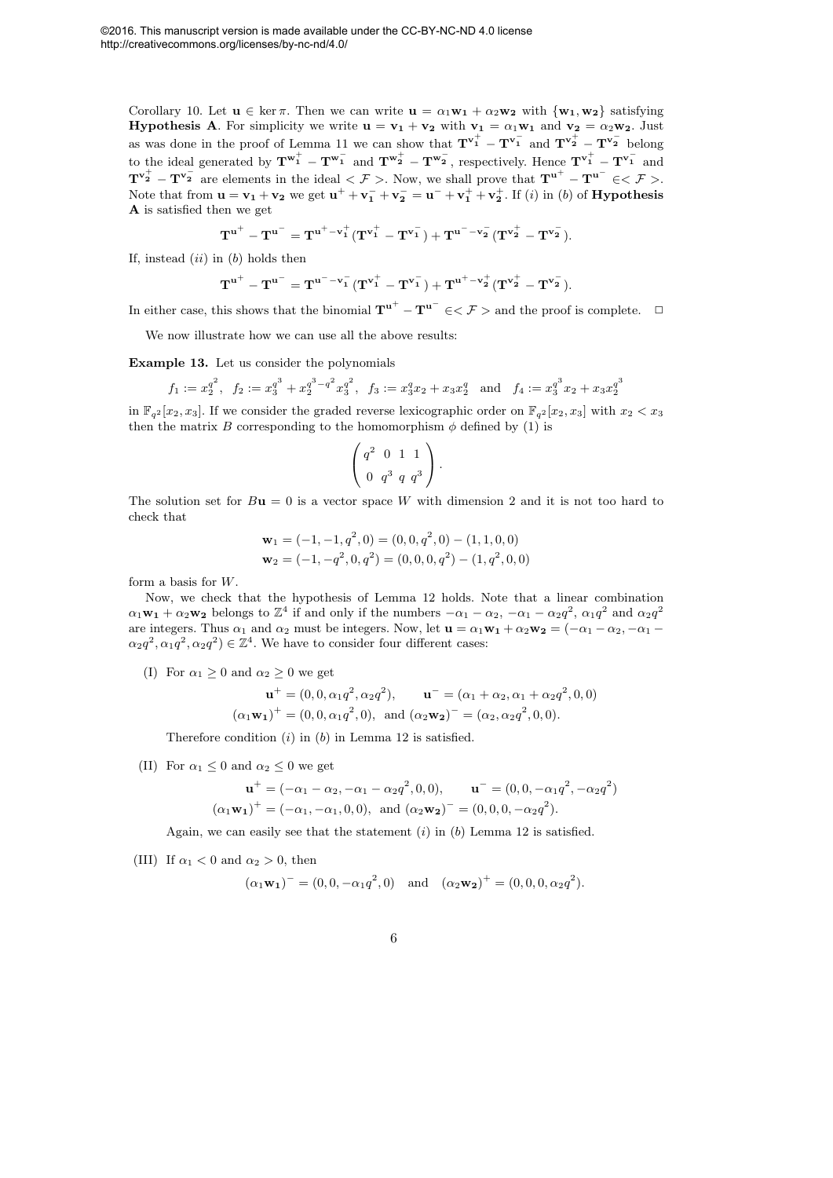Corollary 10. Let $\mathbf{u} \in \ker \pi$. Then we can write $\mathbf{u} = \alpha_1 \mathbf{w_1} + \alpha_2 \mathbf{w_2}$ with $\{\mathbf{w_1}, \mathbf{w_2}\}$ satisfying **Hypothesis A**. For simplicity we write $\mathbf{u} = \mathbf{v_1} + \mathbf{v_2}$ with $\mathbf{v_1} = \alpha_1 \mathbf{w_1}$ and $\mathbf{v_2} = \alpha_2 \mathbf{w_2}$. Just as was done in the proof of Lemma 11 we can show that $\mathbf{T}^{\mathbf{v_1^+}} - \mathbf{T}^{\mathbf{v_1^-}}$ and $\mathbf{T}^{\mathbf{v_2^+}} - \mathbf{T}^{\mathbf{v_2^-}}$ belong to the ideal generated by $\mathbf{T}^{\mathbf{w_1^+}} - \mathbf{T}^{\mathbf{w_1^-}}$ and $\mathbf{T}^{\mathbf{w_2^+}} - \mathbf{T}^{\mathbf{w_2^-}}$, respectively. Hence $\mathbf{T}^{\mathbf{v_1^+}} - \mathbf{T}^{\mathbf{v_1^-}}$ and $\mathbf{T}^{\mathbf{v_2^+}} - \mathbf{T}^{\mathbf{v_2^-}}$ are elements in the ideal $< \mathcal{F} >$. Now, we shall prove that $\mathbf{T}^{\mathbf{u}^+} - \mathbf{T}^{\mathbf{u}^-} \in < \mathcal{F} >$. Note that from $\mathbf{u} = \mathbf{v_1} + \mathbf{v_2}$ we get $\mathbf{u}^+ + \mathbf{v_1^-} + \mathbf{v_2^-} = \mathbf{u}^- + \mathbf{v_1^+} + \mathbf{v_2^+}$. If $(i)$ in $(b)$ of **Hypothesis A** is satisfied then we get

$$\mathbf{T}^{\mathbf{u}^+} - \mathbf{T}^{\mathbf{u}^-} = \mathbf{T}^{\mathbf{u}^+ - \mathbf{v_1^+}}(\mathbf{T}^{\mathbf{v_1^+}} - \mathbf{T}^{\mathbf{v_1^-}}) + \mathbf{T}^{\mathbf{u}^- - \mathbf{v_2^-}}(\mathbf{T}^{\mathbf{v_2^+}} - \mathbf{T}^{\mathbf{v_2^-}}).$$

If, instead $(ii)$ in $(b)$ holds then

$$\mathbf{T}^{\mathbf{u}^+} - \mathbf{T}^{\mathbf{u}^-} = \mathbf{T}^{\mathbf{u}^- - \mathbf{v_1^-}}(\mathbf{T}^{\mathbf{v_1^+}} - \mathbf{T}^{\mathbf{v_1^-}}) + \mathbf{T}^{\mathbf{u}^+ - \mathbf{v_2^+}}(\mathbf{T}^{\mathbf{v_2^+}} - \mathbf{T}^{\mathbf{v_2^-}}).$$

In either case, this shows that the binomial $\mathbf{T}^{\mathbf{u}^+} - \mathbf{T}^{\mathbf{u}^-} \in < \mathcal{F} >$ and the proof is complete. □

We now illustrate how we can use all the above results:

**Example 13.** Let us consider the polynomials

$$f_1 := x_2^{q^2}, \quad f_2 := x_3^{q^3} + x_2^{q^3 - q^2} x_3^{q^2}, \quad f_3 := x_3^q x_2 + x_3 x_2^q \quad \text{and} \quad f_4 := x_3^{q^3} x_2 + x_3 x_2^{q^3}$$

in $\mathbb{F}_{q^2}[x_2, x_3]$. If we consider the graded reverse lexicographic order on $\mathbb{F}_{q^2}[x_2, x_3]$ with $x_2 < x_3$ then the matrix $B$ corresponding to the homomorphism $\phi$ defined by (1) is

$$\begin{pmatrix} q^2 & 0 & 1 & 1 \\ 0 & q^3 & q & q^3 \end{pmatrix}.$$

The solution set for $B\mathbf{u} = 0$ is a vector space $W$ with dimension 2 and it is not too hard to check that

$$\mathbf{w}_1 = (-1, -1, q^2, 0) = (0, 0, q^2, 0) - (1, 1, 0, 0)$$
$$\mathbf{w}_2 = (-1, -q^2, 0, q^2) = (0, 0, 0, q^2) - (1, q^2, 0, 0)$$

form a basis for $W$.

Now, we check that the hypothesis of Lemma 12 holds. Note that a linear combination $\alpha_1 \mathbf{w_1} + \alpha_2 \mathbf{w_2}$ belongs to $\mathbb{Z}^4$ if and only if the numbers $-\alpha_1 - \alpha_2$, $-\alpha_1 - \alpha_2 q^2$, $\alpha_1 q^2$ and $\alpha_2 q^2$ are integers. Thus $\alpha_1$ and $\alpha_2$ must be integers. Now, let $\mathbf{u} = \alpha_1 \mathbf{w_1} + \alpha_2 \mathbf{w_2} = (-\alpha_1 - \alpha_2, -\alpha_1 - \alpha_2 q^2, \alpha_1 q^2, \alpha_2 q^2) \in \mathbb{Z}^4$. We have to consider four different cases:

(I) For $\alpha_1 \geq 0$ and $\alpha_2 \geq 0$ we get

$$\mathbf{u}^+ = (0, 0, \alpha_1 q^2, \alpha_2 q^2), \qquad \mathbf{u}^- = (\alpha_1 + \alpha_2, \alpha_1 + \alpha_2 q^2, 0, 0)$$
$$(\alpha_1 \mathbf{w_1})^+ = (0, 0, \alpha_1 q^2, 0), \text{ and } (\alpha_2 \mathbf{w_2})^- = (\alpha_2, \alpha_2 q^2, 0, 0).$$

Therefore condition $(i)$ in $(b)$ in Lemma 12 is satisfied.

(II) For $\alpha_1 \leq 0$ and $\alpha_2 \leq 0$ we get

$$\mathbf{u}^+ = (-\alpha_1 - \alpha_2, -\alpha_1 - \alpha_2 q^2, 0, 0), \qquad \mathbf{u}^- = (0, 0, -\alpha_1 q^2, -\alpha_2 q^2)$$
$$(\alpha_1 \mathbf{w_1})^+ = (-\alpha_1, -\alpha_1, 0, 0), \text{ and } (\alpha_2 \mathbf{w_2})^- = (0, 0, 0, -\alpha_2 q^2).$$

Again, we can easily see that the statement $(i)$ in $(b)$ Lemma 12 is satisfied.

(III) If $\alpha_1 < 0$ and $\alpha_2 > 0$, then

$$(\alpha_1 \mathbf{w_1})^- = (0, 0, -\alpha_1 q^2, 0) \quad \text{and} \quad (\alpha_2 \mathbf{w_2})^+ = (0, 0, 0, \alpha_2 q^2).$$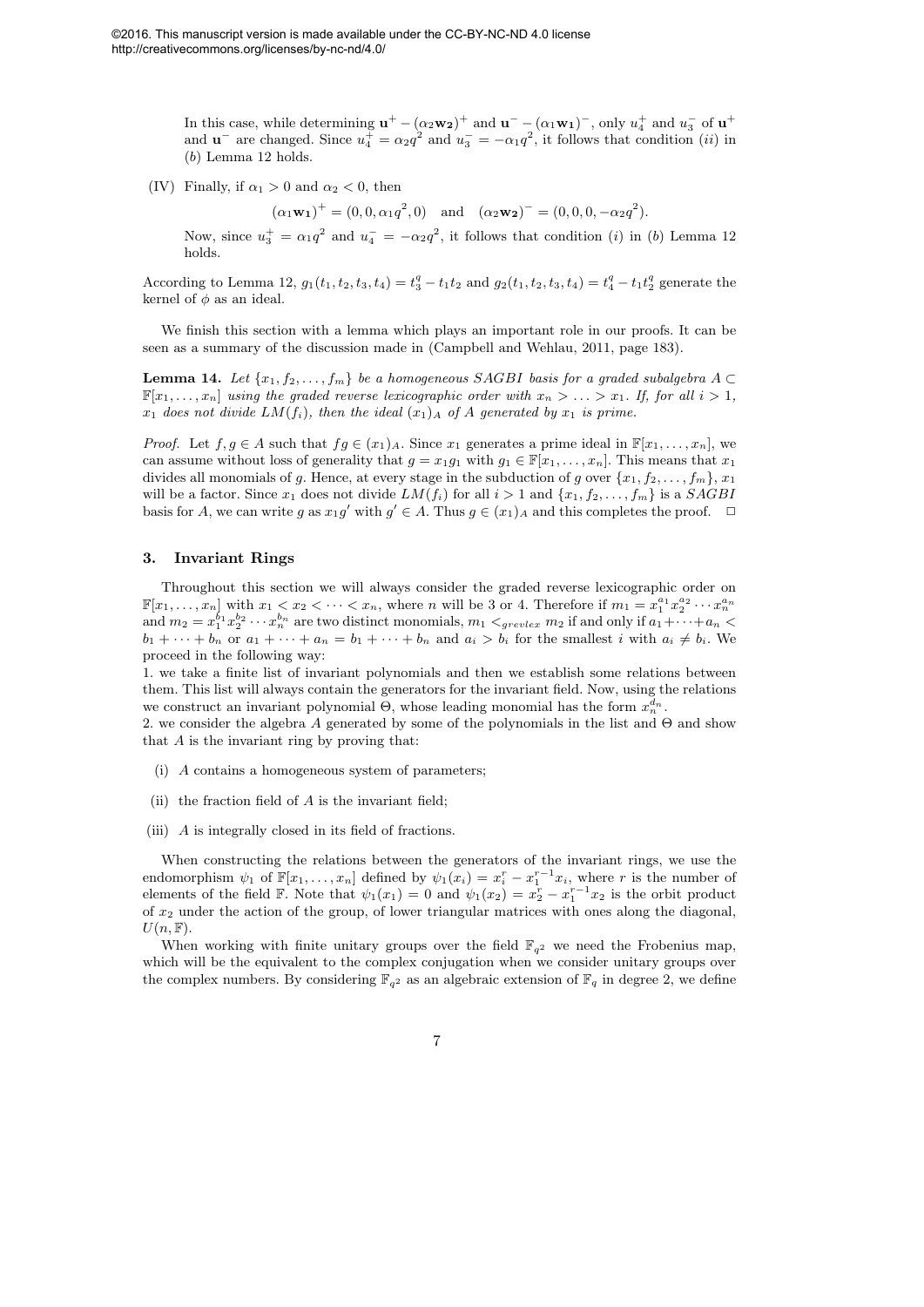In this case, while determining $\mathbf{u}^+ - (\alpha_2\mathbf{w_2})^+$ and $\mathbf{u}^- - (\alpha_1\mathbf{w_1})^-$, only $u_4^+$ and $u_3^-$ of $\mathbf{u}^+$ and $\mathbf{u}^-$ are changed. Since $u_4^+ = \alpha_2 q^2$ and $u_3^- = -\alpha_1 q^2$, it follows that condition $(ii)$ in $(b)$ Lemma 12 holds.

(IV) Finally, if $\alpha_1 > 0$ and $\alpha_2 < 0$, then

$$(\alpha_1\mathbf{w_1})^+ = (0,0,\alpha_1 q^2, 0) \quad \text{and} \quad (\alpha_2\mathbf{w_2})^- = (0,0,0,-\alpha_2 q^2).$$

Now, since $u_3^+ = \alpha_1 q^2$ and $u_4^- = -\alpha_2 q^2$, it follows that condition $(i)$ in $(b)$ Lemma 12 holds.

According to Lemma 12, $g_1(t_1,t_2,t_3,t_4) = t_3^q - t_1 t_2$ and $g_2(t_1,t_2,t_3,t_4) = t_4^q - t_1 t_2^q$ generate the kernel of $\phi$ as an ideal.

We finish this section with a lemma which plays an important role in our proofs. It can be seen as a summary of the discussion made in (Campbell and Wehlau, 2011, page 183).

**Lemma 14.** *Let $\{x_1, f_2, \ldots, f_m\}$ be a homogeneous SAGBI basis for a graded subalgebra $A \subset \mathbb{F}[x_1,\ldots,x_n]$ using the graded reverse lexicographic order with $x_n > \ldots > x_1$. If, for all $i > 1$, $x_1$ does not divide $LM(f_i)$, then the ideal $(x_1)_A$ of $A$ generated by $x_1$ is prime.*

*Proof.* Let $f, g \in A$ such that $fg \in (x_1)_A$. Since $x_1$ generates a prime ideal in $\mathbb{F}[x_1,\ldots,x_n]$, we can assume without loss of generality that $g = x_1 g_1$ with $g_1 \in \mathbb{F}[x_1,\ldots,x_n]$. This means that $x_1$ divides all monomials of $g$. Hence, at every stage in the subduction of $g$ over $\{x_1, f_2, \ldots, f_m\}$, $x_1$ will be a factor. Since $x_1$ does not divide $LM(f_i)$ for all $i > 1$ and $\{x_1, f_2, \ldots, f_m\}$ is a $SAGBI$ basis for $A$, we can write $g$ as $x_1 g'$ with $g' \in A$. Thus $g \in (x_1)_A$ and this completes the proof. $\square$

## 3. Invariant Rings

Throughout this section we will always consider the graded reverse lexicographic order on $\mathbb{F}[x_1,\ldots,x_n]$ with $x_1 < x_2 < \cdots < x_n$, where $n$ will be 3 or 4. Therefore if $m_1 = x_1^{a_1}x_2^{a_2}\cdots x_n^{a_n}$ and $m_2 = x_1^{b_1}x_2^{b_2}\cdots x_n^{b_n}$ are two distinct monomials, $m_1 <_{grevlex} m_2$ if and only if $a_1+\cdots+a_n < b_1+\cdots+b_n$ or $a_1+\cdots+a_n = b_1+\cdots+b_n$ and $a_i > b_i$ for the smallest $i$ with $a_i \neq b_i$. We proceed in the following way:

1. we take a finite list of invariant polynomials and then we establish some relations between them. This list will always contain the generators for the invariant field. Now, using the relations we construct an invariant polynomial $\Theta$, whose leading monomial has the form $x_n^{d_n}$.
2. we consider the algebra $A$ generated by some of the polynomials in the list and $\Theta$ and show that $A$ is the invariant ring by proving that:

   (i) $A$ contains a homogeneous system of parameters;

   (ii) the fraction field of $A$ is the invariant field;

   (iii) $A$ is integrally closed in its field of fractions.

When constructing the relations between the generators of the invariant rings, we use the endomorphism $\psi_1$ of $\mathbb{F}[x_1,\ldots,x_n]$ defined by $\psi_1(x_i) = x_i^r - x_1^{r-1}x_i$, where $r$ is the number of elements of the field $\mathbb{F}$. Note that $\psi_1(x_1) = 0$ and $\psi_1(x_2) = x_2^r - x_1^{r-1}x_2$ is the orbit product of $x_2$ under the action of the group, of lower triangular matrices with ones along the diagonal, $U(n,\mathbb{F})$.

When working with finite unitary groups over the field $\mathbb{F}_{q^2}$ we need the Frobenius map, which will be the equivalent to the complex conjugation when we consider unitary groups over the complex numbers. By considering $\mathbb{F}_{q^2}$ as an algebraic extension of $\mathbb{F}_q$ in degree 2, we define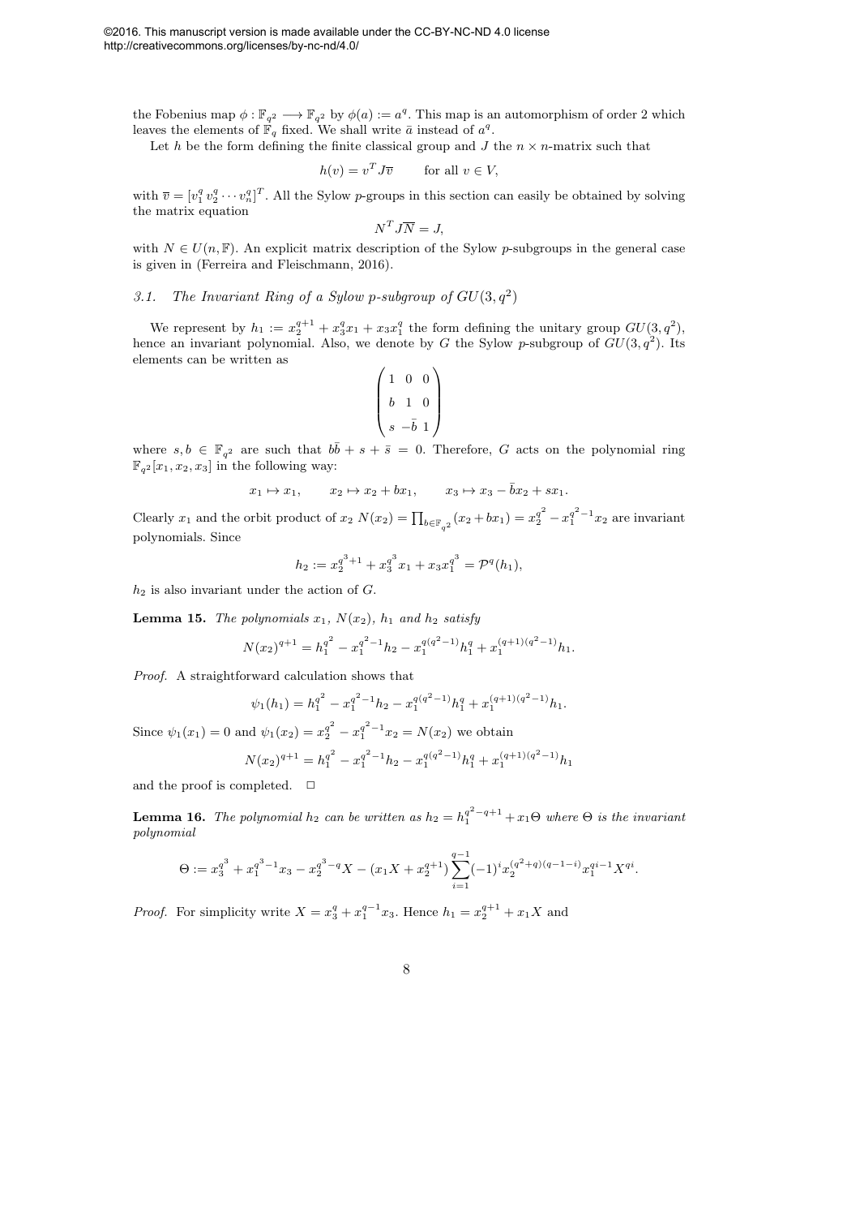the Fobenius map $\phi : \mathbb{F}_{q^2} \longrightarrow \mathbb{F}_{q^2}$ by $\phi(a) := a^q$. This map is an automorphism of order 2 which leaves the elements of $\mathbb{F}_q$ fixed. We shall write $\bar{a}$ instead of $a^q$.

Let $h$ be the form defining the finite classical group and $J$ the $n \times n$-matrix such that

$$h(v) = v^T J \overline{v} \qquad \text{for all } v \in V,$$

with $\overline{v} = [v_1^q \, v_2^q \cdots v_n^q]^T$. All the Sylow $p$-groups in this section can easily be obtained by solving the matrix equation

$$N^T J \overline{N} = J,$$

with $N \in U(n, \mathbb{F})$. An explicit matrix description of the Sylow $p$-subgroups in the general case is given in (Ferreira and Fleischmann, 2016).

### 3.1. The Invariant Ring of a Sylow p-subgroup of $GU(3, q^2)$

We represent by $h_1 := x_2^{q+1} + x_3^q x_1 + x_3 x_1^q$ the form defining the unitary group $GU(3, q^2)$, hence an invariant polynomial. Also, we denote by $G$ the Sylow $p$-subgroup of $GU(3, q^2)$. Its elements can be written as

$$\begin{pmatrix} 1 & 0 & 0 \\ b & 1 & 0 \\ s & -\bar{b} & 1 \end{pmatrix}$$

where $s, b \in \mathbb{F}_{q^2}$ are such that $b\bar{b} + s + \bar{s} = 0$. Therefore, $G$ acts on the polynomial ring $\mathbb{F}_{q^2}[x_1, x_2, x_3]$ in the following way:

$$x_1 \mapsto x_1, \qquad x_2 \mapsto x_2 + bx_1, \qquad x_3 \mapsto x_3 - \bar{b}x_2 + sx_1.$$

Clearly $x_1$ and the orbit product of $x_2$ $N(x_2) = \prod_{b \in \mathbb{F}_{q^2}} (x_2 + bx_1) = x_2^{q^2} - x_1^{q^2-1} x_2$ are invariant polynomials. Since

$$h_2 := x_2^{q^3+1} + x_3^{q^3} x_1 + x_3 x_1^{q^3} = \mathcal{P}^q(h_1),$$

$h_2$ is also invariant under the action of $G$.

**Lemma 15.** *The polynomials $x_1$, $N(x_2)$, $h_1$ and $h_2$ satisfy*

$$N(x_2)^{q+1} = h_1^{q^2} - x_1^{q^2-1} h_2 - x_1^{q(q^2-1)} h_1^q + x_1^{(q+1)(q^2-1)} h_1.$$

*Proof.* A straightforward calculation shows that

$$\psi_1(h_1) = h_1^{q^2} - x_1^{q^2-1} h_2 - x_1^{q(q^2-1)} h_1^q + x_1^{(q+1)(q^2-1)} h_1.$$

Since $\psi_1(x_1) = 0$ and $\psi_1(x_2) = x_2^{q^2} - x_1^{q^2-1} x_2 = N(x_2)$ we obtain

$$N(x_2)^{q+1} = h_1^{q^2} - x_1^{q^2-1} h_2 - x_1^{q(q^2-1)} h_1^q + x_1^{(q+1)(q^2-1)} h_1$$

and the proof is completed. □

**Lemma 16.** *The polynomial $h_2$ can be written as $h_2 = h_1^{q^2-q+1} + x_1 \Theta$ where $\Theta$ is the invariant polynomial*

$$\Theta := x_3^{q^3} + x_1^{q^3-1} x_3 - x_2^{q^3-q} X - (x_1 X + x_2^{q+1}) \sum_{i=1}^{q-1} (-1)^i x_2^{(q^2+q)(q-1-i)} x_1^{qi-1} X^{qi}.$$

*Proof.* For simplicity write $X = x_3^q + x_1^{q-1} x_3$. Hence $h_1 = x_2^{q+1} + x_1 X$ and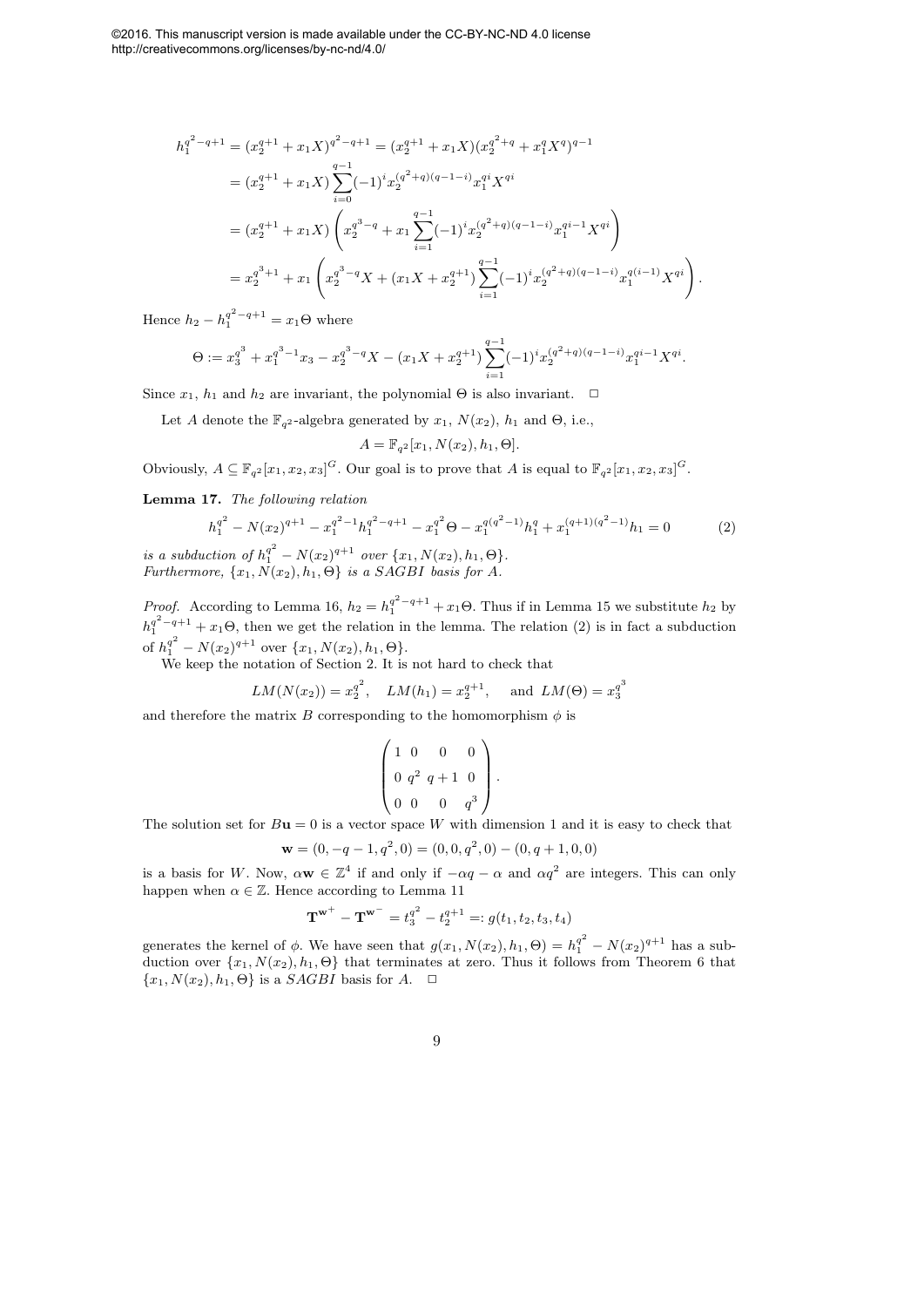$$
\begin{aligned}
h_1^{q^2-q+1} &= (x_2^{q+1}+x_1X)^{q^2-q+1} = (x_2^{q+1}+x_1X)(x_2^{q^2+q}+x_1^qX^q)^{q-1} \\
&= (x_2^{q+1}+x_1X)\sum_{i=0}^{q-1}(-1)^i x_2^{(q^2+q)(q-1-i)}x_1^{qi}X^{qi} \\
&= (x_2^{q+1}+x_1X)\left(x_2^{q^3-q}+x_1\sum_{i=1}^{q-1}(-1)^i x_2^{(q^2+q)(q-1-i)}x_1^{qi-1}X^{qi}\right) \\
&= x_2^{q^3+1}+x_1\left(x_2^{q^3-q}X+(x_1X+x_2^{q+1})\sum_{i=1}^{q-1}(-1)^i x_2^{(q^2+q)(q-1-i)}x_1^{q(i-1)}X^{qi}\right).
\end{aligned}
$$

Hence $h_2 - h_1^{q^2-q+1} = x_1\Theta$ where

$$
\Theta := x_3^{q^3} + x_1^{q^3-1}x_3 - x_2^{q^3-q}X - (x_1X + x_2^{q+1})\sum_{i=1}^{q-1}(-1)^i x_2^{(q^2+q)(q-1-i)}x_1^{qi-1}X^{qi}.
$$

Since $x_1$, $h_1$ and $h_2$ are invariant, the polynomial $\Theta$ is also invariant. $\square$

Let $A$ denote the $\mathbb{F}_{q^2}$-algebra generated by $x_1$, $N(x_2)$, $h_1$ and $\Theta$, i.e.,

$$
A = \mathbb{F}_{q^2}[x_1, N(x_2), h_1, \Theta].
$$

Obviously, $A \subseteq \mathbb{F}_{q^2}[x_1,x_2,x_3]^G$. Our goal is to prove that $A$ is equal to $\mathbb{F}_{q^2}[x_1,x_2,x_3]^G$.

**Lemma 17.** *The following relation*

$$
h_1^{q^2} - N(x_2)^{q+1} - x_1^{q^2-1}h_1^{q^2-q+1} - x_1^{q^2}\Theta - x_1^{q(q^2-1)}h_1^q + x_1^{(q+1)(q^2-1)}h_1 = 0 \tag{2}
$$

*is a subduction of* $h_1^{q^2} - N(x_2)^{q+1}$ *over* $\{x_1, N(x_2), h_1, \Theta\}$.
*Furthermore,* $\{x_1, N(x_2), h_1, \Theta\}$ *is a SAGBI basis for* $A$.

*Proof.* According to Lemma 16, $h_2 = h_1^{q^2-q+1} + x_1\Theta$. Thus if in Lemma 15 we substitute $h_2$ by $h_1^{q^2-q+1} + x_1\Theta$, then we get the relation in the lemma. The relation (2) is in fact a subduction of $h_1^{q^2} - N(x_2)^{q+1}$ over $\{x_1, N(x_2), h_1, \Theta\}$.

We keep the notation of Section 2. It is not hard to check that

$$
LM(N(x_2)) = x_2^{q^2}, \quad LM(h_1) = x_2^{q+1}, \quad \text{and } LM(\Theta) = x_3^{q^3}
$$

and therefore the matrix $B$ corresponding to the homomorphism $\phi$ is

$$
\begin{pmatrix}
1 & 0 & 0 & 0 \\
0 & q^2 & q+1 & 0 \\
0 & 0 & 0 & q^3
\end{pmatrix}.
$$

The solution set for $B\mathbf{u} = 0$ is a vector space $W$ with dimension 1 and it is easy to check that

$$
\mathbf{w} = (0, -q-1, q^2, 0) = (0, 0, q^2, 0) - (0, q+1, 0, 0)
$$

is a basis for $W$. Now, $\alpha\mathbf{w} \in \mathbb{Z}^4$ if and only if $-\alpha q - \alpha$ and $\alpha q^2$ are integers. This can only happen when $\alpha \in \mathbb{Z}$. Hence according to Lemma 11

$$
\mathbf{T}^{\mathbf{w}^+} - \mathbf{T}^{\mathbf{w}^-} = t_3^{q^2} - t_2^{q+1} =: g(t_1, t_2, t_3, t_4)
$$

generates the kernel of $\phi$. We have seen that $g(x_1, N(x_2), h_1, \Theta) = h_1^{q^2} - N(x_2)^{q+1}$ has a subduction over $\{x_1, N(x_2), h_1, \Theta\}$ that terminates at zero. Thus it follows from Theorem 6 that $\{x_1, N(x_2), h_1, \Theta\}$ is a $SAGBI$ basis for $A$. $\square$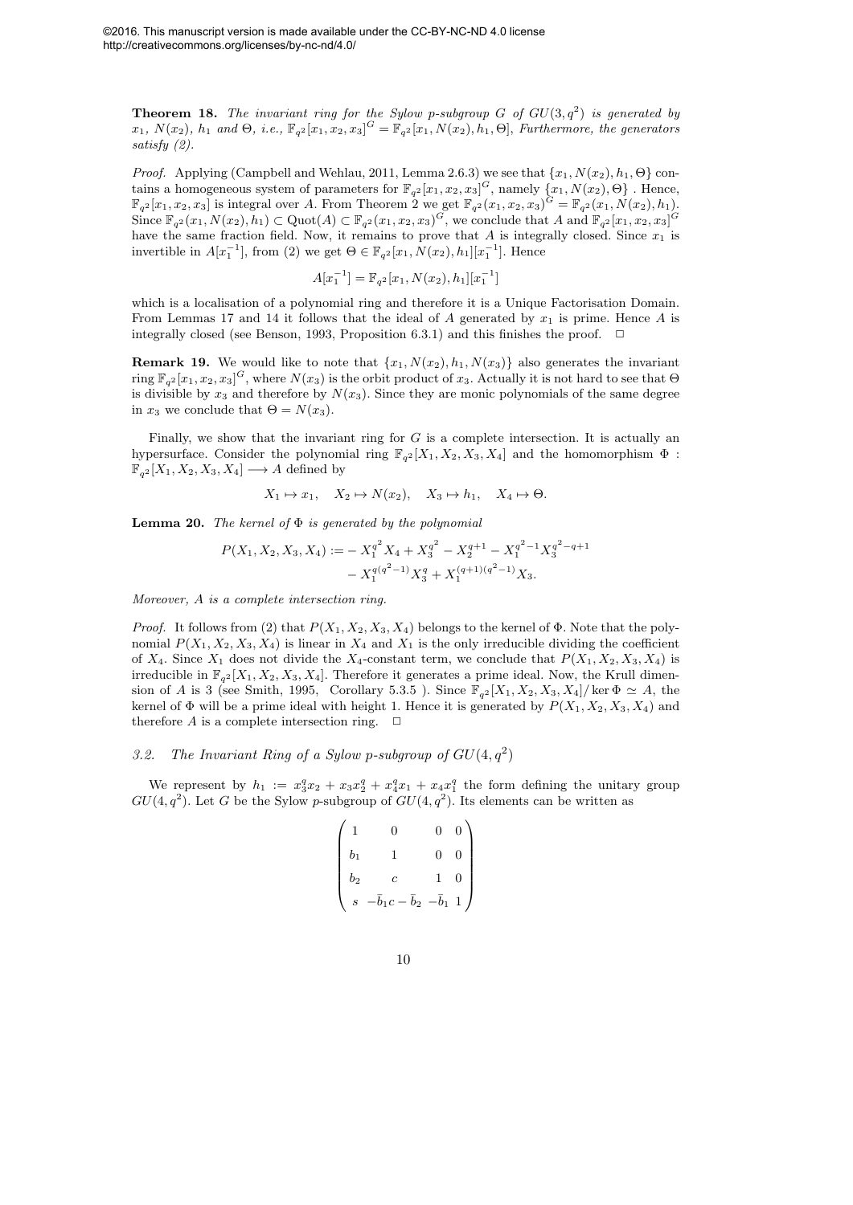**Theorem 18.** *The invariant ring for the Sylow p-subgroup $G$ of $GU(3,q^2)$ is generated by $x_1$, $N(x_2)$, $h_1$ and $\Theta$, i.e., $\mathbb{F}_{q^2}[x_1,x_2,x_3]^G = \mathbb{F}_{q^2}[x_1, N(x_2), h_1, \Theta]$, Furthermore, the generators satisfy (2).*

*Proof.* Applying (Campbell and Wehlau, 2011, Lemma 2.6.3) we see that $\{x_1, N(x_2), h_1, \Theta\}$ contains a homogeneous system of parameters for $\mathbb{F}_{q^2}[x_1,x_2,x_3]^G$, namely $\{x_1, N(x_2), \Theta\}$ . Hence, $\mathbb{F}_{q^2}[x_1,x_2,x_3]$ is integral over $A$. From Theorem 2 we get $\mathbb{F}_{q^2}(x_1,x_2,x_3)^G = \mathbb{F}_{q^2}(x_1, N(x_2), h_1)$. Since $\mathbb{F}_{q^2}(x_1, N(x_2), h_1) \subset \mathrm{Quot}(A) \subset \mathbb{F}_{q^2}(x_1,x_2,x_3)^G$, we conclude that $A$ and $\mathbb{F}_{q^2}[x_1,x_2,x_3]^G$ have the same fraction field. Now, it remains to prove that $A$ is integrally closed. Since $x_1$ is invertible in $A[x_1^{-1}]$, from (2) we get $\Theta \in \mathbb{F}_{q^2}[x_1, N(x_2), h_1][x_1^{-1}]$. Hence

$$A[x_1^{-1}] = \mathbb{F}_{q^2}[x_1, N(x_2), h_1][x_1^{-1}]$$

which is a localisation of a polynomial ring and therefore it is a Unique Factorisation Domain. From Lemmas 17 and 14 it follows that the ideal of $A$ generated by $x_1$ is prime. Hence $A$ is integrally closed (see Benson, 1993, Proposition 6.3.1) and this finishes the proof. $\square$

**Remark 19.** We would like to note that $\{x_1, N(x_2), h_1, N(x_3)\}$ also generates the invariant ring $\mathbb{F}_{q^2}[x_1,x_2,x_3]^G$, where $N(x_3)$ is the orbit product of $x_3$. Actually it is not hard to see that $\Theta$ is divisible by $x_3$ and therefore by $N(x_3)$. Since they are monic polynomials of the same degree in $x_3$ we conclude that $\Theta = N(x_3)$.

Finally, we show that the invariant ring for $G$ is a complete intersection. It is actually an hypersurface. Consider the polynomial ring $\mathbb{F}_{q^2}[X_1,X_2,X_3,X_4]$ and the homomorphism $\Phi : \mathbb{F}_{q^2}[X_1,X_2,X_3,X_4] \longrightarrow A$ defined by

$$X_1 \mapsto x_1, \quad X_2 \mapsto N(x_2), \quad X_3 \mapsto h_1, \quad X_4 \mapsto \Theta.$$

**Lemma 20.** *The kernel of $\Phi$ is generated by the polynomial*

$$\begin{aligned} P(X_1,X_2,X_3,X_4) := &- X_1^{q^2} X_4 + X_3^{q^2} - X_2^{q+1} - X_1^{q^2-1} X_3^{q^2-q+1} \\ &- X_1^{q(q^2-1)} X_3^{q} + X_1^{(q+1)(q^2-1)} X_3. \end{aligned}$$

*Moreover, $A$ is a complete intersection ring.*

*Proof.* It follows from (2) that $P(X_1,X_2,X_3,X_4)$ belongs to the kernel of $\Phi$. Note that the polynomial $P(X_1,X_2,X_3,X_4)$ is linear in $X_4$ and $X_1$ is the only irreducible dividing the coefficient of $X_4$. Since $X_1$ does not divide the $X_4$-constant term, we conclude that $P(X_1,X_2,X_3,X_4)$ is irreducible in $\mathbb{F}_{q^2}[X_1,X_2,X_3,X_4]$. Therefore it generates a prime ideal. Now, the Krull dimension of $A$ is 3 (see Smith, 1995, Corollary 5.3.5 ). Since $\mathbb{F}_{q^2}[X_1,X_2,X_3,X_4]/\ker\Phi \simeq A$, the kernel of $\Phi$ will be a prime ideal with height 1. Hence it is generated by $P(X_1,X_2,X_3,X_4)$ and therefore $A$ is a complete intersection ring. $\square$

### 3.2. The Invariant Ring of a Sylow p-subgroup of $GU(4,q^2)$

We represent by $h_1 := x_3^q x_2 + x_3 x_2^q + x_4^q x_1 + x_4 x_1^q$ the form defining the unitary group $GU(4,q^2)$. Let $G$ be the Sylow $p$-subgroup of $GU(4,q^2)$. Its elements can be written as

$$\begin{pmatrix} 1 & 0 & 0 & 0 \\ b_1 & 1 & 0 & 0 \\ b_2 & c & 1 & 0 \\ s & -\bar{b}_1 c - \bar{b}_2 & -\bar{b}_1 & 1 \end{pmatrix}$$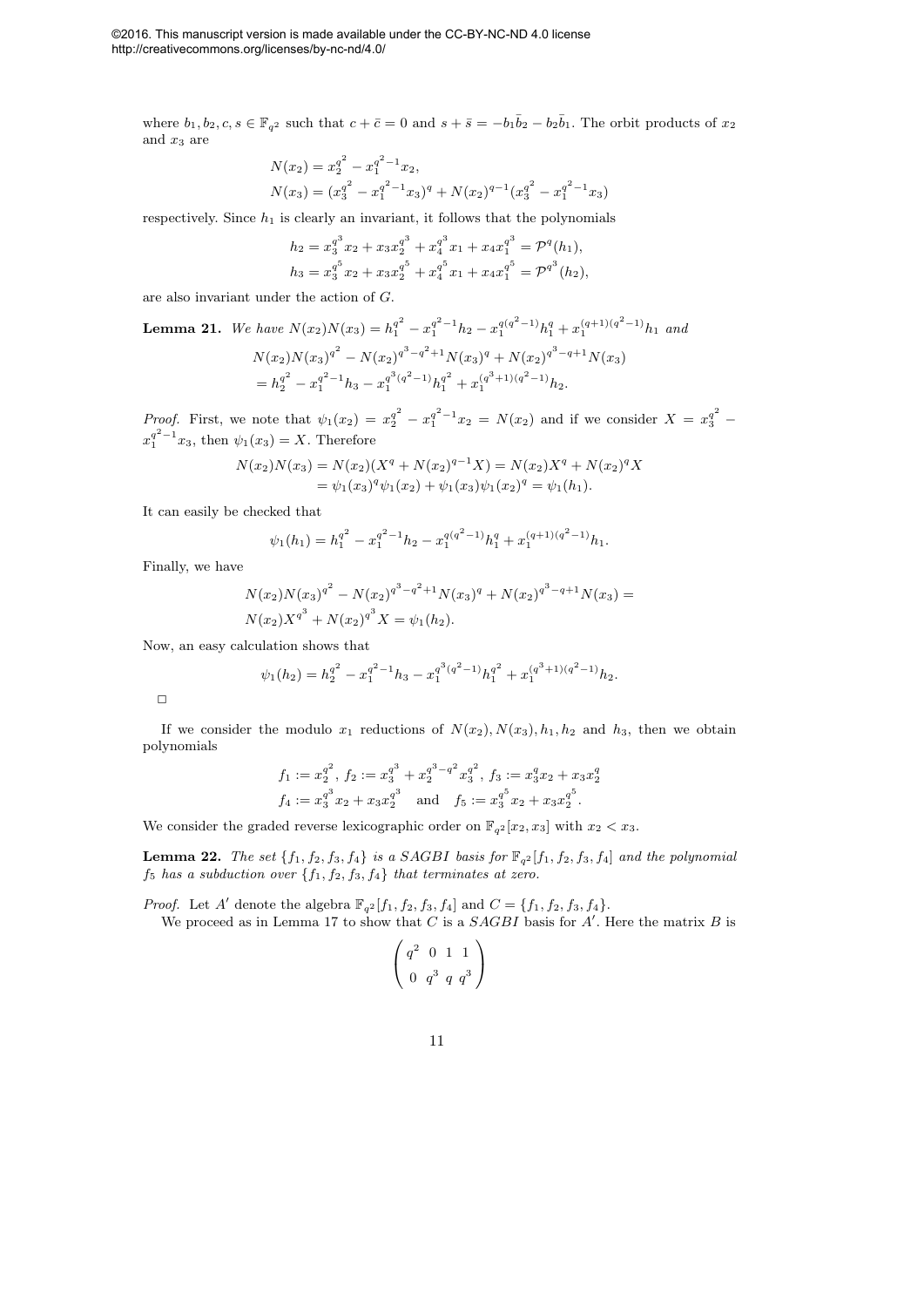where $b_1, b_2, c, s \in \mathbb{F}_{q^2}$ such that $c + \bar{c} = 0$ and $s + \bar{s} = -b_1\bar{b}_2 - b_2\bar{b}_1$. The orbit products of $x_2$ and $x_3$ are

$$N(x_2) = x_2^{q^2} - x_1^{q^2-1}x_2,$$
$$N(x_3) = (x_3^{q^2} - x_1^{q^2-1}x_3)^q + N(x_2)^{q-1}(x_3^{q^2} - x_1^{q^2-1}x_3)$$

respectively. Since $h_1$ is clearly an invariant, it follows that the polynomials

$$h_2 = x_3^{q^3}x_2 + x_3x_2^{q^3} + x_4^{q^3}x_1 + x_4x_1^{q^3} = \mathcal{P}^q(h_1),$$
$$h_3 = x_3^{q^5}x_2 + x_3x_2^{q^5} + x_4^{q^5}x_1 + x_4x_1^{q^5} = \mathcal{P}^{q^3}(h_2),$$

are also invariant under the action of $G$.

**Lemma 21.** *We have* $N(x_2)N(x_3) = h_1^{q^2} - x_1^{q^2-1}h_2 - x_1^{q(q^2-1)}h_1^q + x_1^{(q+1)(q^2-1)}h_1$ *and*

$$N(x_2)N(x_3)^{q^2} - N(x_2)^{q^3-q^2+1}N(x_3)^q + N(x_2)^{q^3-q+1}N(x_3)$$
$$= h_2^{q^2} - x_1^{q^2-1}h_3 - x_1^{q^3(q^2-1)}h_1^{q^2} + x_1^{(q^3+1)(q^2-1)}h_2.$$

*Proof.* First, we note that $\psi_1(x_2) = x_2^{q^2} - x_1^{q^2-1}x_2 = N(x_2)$ and if we consider $X = x_3^{q^2} - x_1^{q^2-1}x_3$, then $\psi_1(x_3) = X$. Therefore

$$N(x_2)N(x_3) = N(x_2)(X^q + N(x_2)^{q-1}X) = N(x_2)X^q + N(x_2)^qX$$
$$= \psi_1(x_3)^q\psi_1(x_2) + \psi_1(x_3)\psi_1(x_2)^q = \psi_1(h_1).$$

It can easily be checked that

$$\psi_1(h_1) = h_1^{q^2} - x_1^{q^2-1}h_2 - x_1^{q(q^2-1)}h_1^q + x_1^{(q+1)(q^2-1)}h_1.$$

Finally, we have

$$N(x_2)N(x_3)^{q^2} - N(x_2)^{q^3-q^2+1}N(x_3)^q + N(x_2)^{q^3-q+1}N(x_3) =$$
$$N(x_2)X^{q^3} + N(x_2)^{q^3}X = \psi_1(h_2).$$

Now, an easy calculation shows that

$$\psi_1(h_2) = h_2^{q^2} - x_1^{q^2-1}h_3 - x_1^{q^3(q^2-1)}h_1^{q^2} + x_1^{(q^3+1)(q^2-1)}h_2.$$

□

If we consider the modulo $x_1$ reductions of $N(x_2), N(x_3), h_1, h_2$ and $h_3$, then we obtain polynomials

$$f_1 := x_2^{q^2},\ f_2 := x_3^{q^3} + x_2^{q^3-q^2}x_3^{q^2},\ f_3 := x_3^qx_2 + x_3x_2^q$$
$$f_4 := x_3^{q^3}x_2 + x_3x_2^{q^3} \quad \text{and} \quad f_5 := x_3^{q^5}x_2 + x_3x_2^{q^5}.$$

We consider the graded reverse lexicographic order on $\mathbb{F}_{q^2}[x_2, x_3]$ with $x_2 < x_3$.

**Lemma 22.** *The set* $\{f_1, f_2, f_3, f_4\}$ *is a SAGBI basis for* $\mathbb{F}_{q^2}[f_1, f_2, f_3, f_4]$ *and the polynomial* $f_5$ *has a subduction over* $\{f_1, f_2, f_3, f_4\}$ *that terminates at zero.*

*Proof.* Let $A'$ denote the algebra $\mathbb{F}_{q^2}[f_1, f_2, f_3, f_4]$ and $C = \{f_1, f_2, f_3, f_4\}$.

We proceed as in Lemma 17 to show that $C$ is a *SAGBI* basis for $A'$. Here the matrix $B$ is

$$\begin{pmatrix} q^2 & 0 & 1 & 1 \\ 0 & q^3 & q & q^3 \end{pmatrix}$$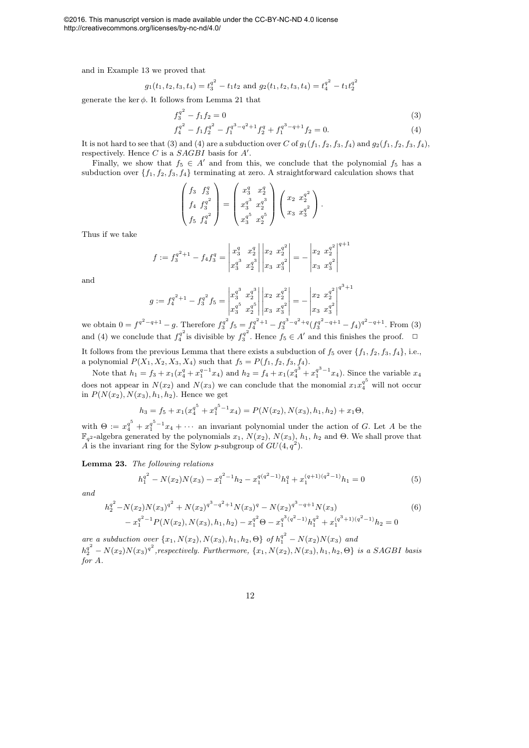and in Example 13 we proved that

$$g_1(t_1, t_2, t_3, t_4) = t_3^{q^2} - t_1 t_2 \text{ and } g_2(t_1, t_2, t_3, t_4) = t_4^{q^2} - t_1 t_2^{q^2}$$

generate the $\ker \phi$. It follows from Lemma 21 that

$$f_3^{q^2} - f_1 f_2 = 0 \tag{3}$$

$$f_4^{q^2} - f_1 f_2^{q^2} - f_1^{q^3-q^2+1} f_2^q + f_1^{q^3-q+1} f_2 = 0. \tag{4}$$

It is not hard to see that (3) and (4) are a subduction over $C$ of $g_1(f_1, f_2, f_3, f_4)$ and $g_2(f_1, f_2, f_3, f_4)$, respectively. Hence $C$ is a $SAGBI$ basis for $A'$.

Finally, we show that $f_5 \in A'$ and from this, we conclude that the polynomial $f_5$ has a subduction over $\{f_1, f_2, f_3, f_4\}$ terminating at zero. A straightforward calculation shows that

$$\begin{pmatrix} f_3 & f_3^q \\ f_4 & f_3^{q^2} \\ f_5 & f_4^{q^2} \end{pmatrix} = \begin{pmatrix} x_3^q & x_2^q \\ x_3^{q^3} & x_2^{q^3} \\ x_3^{q^5} & x_2^{q^5} \end{pmatrix} \begin{pmatrix} x_2 & x_2^{q^2} \\ x_3 & x_3^{q^2} \end{pmatrix}.$$

Thus if we take

$$f := f_3^{q^2+1} - f_4 f_3^q = \begin{vmatrix} x_3^q & x_2^q \\ x_3^{q^3} & x_2^{q^3} \end{vmatrix} \begin{vmatrix} x_2 & x_2^{q^2} \\ x_3 & x_3^{q^2} \end{vmatrix} = - \begin{vmatrix} x_2 & x_2^{q^2} \\ x_3 & x_3^{q^2} \end{vmatrix}^{q+1}$$

and

$$g := f_4^{q^2+1} - f_3^{q^2} f_5 = \begin{vmatrix} x_3^{q^3} & x_2^{q^3} \\ x_3^{q^5} & x_2^{q^5} \end{vmatrix} \begin{vmatrix} x_2 & x_2^{q^2} \\ x_3 & x_3^{q^2} \end{vmatrix} = - \begin{vmatrix} x_2 & x_2^{q^2} \\ x_3 & x_3^{q^2} \end{vmatrix}^{q^3+1}$$

we obtain $0 = f^{q^2-q+1} - g$. Therefore $f_3^{q^2} f_5 = f_4^{q^2+1} - f_3^{q^3-q^2+q}(f_3^{q^2-q+1} - f_4)^{q^2-q+1}$. From (3) and (4) we conclude that $f_4^{q^2}$ is divisible by $f_3^{q^2}$. Hence $f_5 \in A'$ and this finishes the proof. $\square$

It follows from the previous Lemma that there exists a subduction of $f_5$ over $\{f_1, f_2, f_3, f_4\}$, i.e., a polynomial $P(X_1, X_2, X_3, X_4)$ such that $f_5 = P(f_1, f_2, f_3, f_4)$.

Note that $h_1 = f_3 + x_1(x_4^q + x_1^{q-1}x_4)$ and $h_2 = f_4 + x_1(x_4^{q^3} + x_1^{q^3-1}x_4)$. Since the variable $x_4$ does not appear in $N(x_2)$ and $N(x_3)$ we can conclude that the monomial $x_1 x_4^{q^5}$ will not occur in $P(N(x_2), N(x_3), h_1, h_2)$. Hence we get

$$h_3 = f_5 + x_1(x_4^{q^5} + x_1^{q^5-1}x_4) = P(N(x_2), N(x_3), h_1, h_2) + x_1\Theta,$$

with $\Theta := x_4^{q^5} + x_1^{q^5-1}x_4 + \cdots$ an invariant polynomial under the action of $G$. Let $A$ be the $\mathbb{F}_{q^2}$-algebra generated by the polynomials $x_1$, $N(x_2)$, $N(x_3)$, $h_1$, $h_2$ and $\Theta$. We shall prove that $A$ is the invariant ring for the Sylow $p$-subgroup of $GU(4, q^2)$.

**Lemma 23.** *The following relations*

$$h_1^{q^2} - N(x_2)N(x_3) - x_1^{q^2-1}h_2 - x_1^{q(q^2-1)}h_1^q + x_1^{(q+1)(q^2-1)}h_1 = 0 \tag{5}$$

*and*

$$\begin{aligned} h_2^{q^2} &- N(x_2)N(x_3)^{q^2} + N(x_2)^{q^3-q^2+1}N(x_3)^q - N(x_2)^{q^3-q+1}N(x_3) \\ &- x_1^{q^2-1}P(N(x_2), N(x_3), h_1, h_2) - x_1^{q^2}\Theta - x_1^{q^3(q^2-1)}h_1^{q^2} + x_1^{(q^3+1)(q^2-1)}h_2 = 0 \end{aligned} \tag{6}$$

*are a subduction over $\{x_1, N(x_2), N(x_3), h_1, h_2, \Theta\}$ of $h_1^{q^2} - N(x_2)N(x_3)$ and $h_2^{q^2} - N(x_2)N(x_3)^{q^2}$, respectively. Furthermore, $\{x_1, N(x_2), N(x_3), h_1, h_2, \Theta\}$ is a $SAGBI$ basis for $A$.*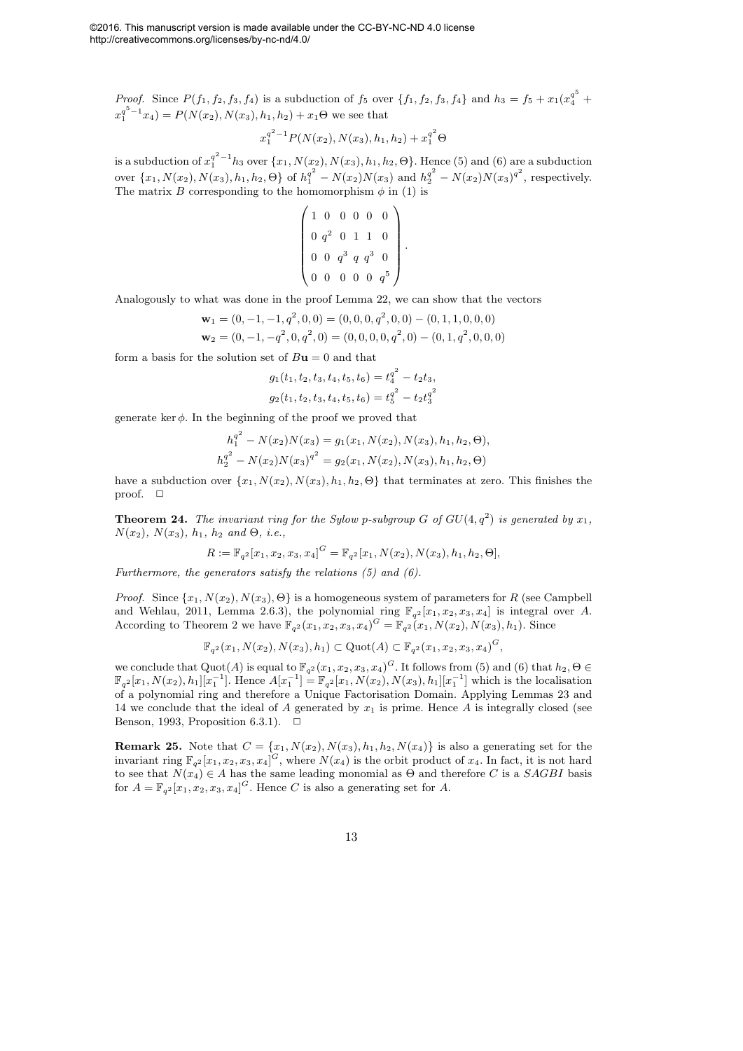*Proof.* Since $P(f_1, f_2, f_3, f_4)$ is a subduction of $f_5$ over $\{f_1, f_2, f_3, f_4\}$ and $h_3 = f_5 + x_1(x_4^{q^5} + x_1^{q^5-1}x_4) = P(N(x_2), N(x_3), h_1, h_2) + x_1\Theta$ we see that

$$x_1^{q^2-1}P(N(x_2), N(x_3), h_1, h_2) + x_1^{q^2}\Theta$$

is a subduction of $x_1^{q^2-1}h_3$ over $\{x_1, N(x_2), N(x_3), h_1, h_2, \Theta\}$. Hence (5) and (6) are a subduction over $\{x_1, N(x_2), N(x_3), h_1, h_2, \Theta\}$ of $h_1^{q^2} - N(x_2)N(x_3)$ and $h_2^{q^2} - N(x_2)N(x_3)^{q^2}$, respectively. The matrix $B$ corresponding to the homomorphism $\phi$ in (1) is

$$\begin{pmatrix} 1 & 0 & 0 & 0 & 0 & 0 \\ 0 & q^2 & 0 & 1 & 1 & 0 \\ 0 & 0 & q^3 & q & q^3 & 0 \\ 0 & 0 & 0 & 0 & 0 & q^5 \end{pmatrix}.$$

Analogously to what was done in the proof Lemma 22, we can show that the vectors

$$\mathbf{w}_1 = (0, -1, -1, q^2, 0, 0) = (0, 0, 0, q^2, 0, 0) - (0, 1, 1, 0, 0, 0)$$
$$\mathbf{w}_2 = (0, -1, -q^2, 0, q^2, 0) = (0, 0, 0, 0, q^2, 0) - (0, 1, q^2, 0, 0, 0)$$

form a basis for the solution set of $B\mathbf{u} = 0$ and that

$$g_1(t_1, t_2, t_3, t_4, t_5, t_6) = t_4^{q^2} - t_2t_3,$$
$$g_2(t_1, t_2, t_3, t_4, t_5, t_6) = t_5^{q^2} - t_2t_3^{q^2}$$

generate $\ker\phi$. In the beginning of the proof we proved that

$$h_1^{q^2} - N(x_2)N(x_3) = g_1(x_1, N(x_2), N(x_3), h_1, h_2, \Theta),$$
$$h_2^{q^2} - N(x_2)N(x_3)^{q^2} = g_2(x_1, N(x_2), N(x_3), h_1, h_2, \Theta)$$

have a subduction over $\{x_1, N(x_2), N(x_3), h_1, h_2, \Theta\}$ that terminates at zero. This finishes the proof. $\square$

**Theorem 24.** *The invariant ring for the Sylow $p$-subgroup $G$ of $GU(4, q^2)$ is generated by $x_1$, $N(x_2)$, $N(x_3)$, $h_1$, $h_2$ and $\Theta$, i.e.,*

$$R := \mathbb{F}_{q^2}[x_1, x_2, x_3, x_4]^G = \mathbb{F}_{q^2}[x_1, N(x_2), N(x_3), h_1, h_2, \Theta],$$

*Furthermore, the generators satisfy the relations (5) and (6).*

*Proof.* Since $\{x_1, N(x_2), N(x_3), \Theta\}$ is a homogeneous system of parameters for $R$ (see Campbell and Wehlau, 2011, Lemma 2.6.3), the polynomial ring $\mathbb{F}_{q^2}[x_1, x_2, x_3, x_4]$ is integral over $A$. According to Theorem 2 we have $\mathbb{F}_{q^2}(x_1, x_2, x_3, x_4)^G = \mathbb{F}_{q^2}(x_1, N(x_2), N(x_3), h_1)$. Since

$$\mathbb{F}_{q^2}(x_1, N(x_2), N(x_3), h_1) \subset \text{Quot}(A) \subset \mathbb{F}_{q^2}(x_1, x_2, x_3, x_4)^G,$$

we conclude that $\text{Quot}(A)$ is equal to $\mathbb{F}_{q^2}(x_1, x_2, x_3, x_4)^G$. It follows from (5) and (6) that $h_2, \Theta \in \mathbb{F}_{q^2}[x_1, N(x_2), h_1][x_1^{-1}]$. Hence $A[x_1^{-1}] = \mathbb{F}_{q^2}[x_1, N(x_2), N(x_3), h_1][x_1^{-1}]$ which is the localisation of a polynomial ring and therefore a Unique Factorisation Domain. Applying Lemmas 23 and 14 we conclude that the ideal of $A$ generated by $x_1$ is prime. Hence $A$ is integrally closed (see Benson, 1993, Proposition 6.3.1). $\square$

**Remark 25.** Note that $C = \{x_1, N(x_2), N(x_3), h_1, h_2, N(x_4)\}$ is also a generating set for the invariant ring $\mathbb{F}_{q^2}[x_1, x_2, x_3, x_4]^G$, where $N(x_4)$ is the orbit product of $x_4$. In fact, it is not hard to see that $N(x_4) \in A$ has the same leading monomial as $\Theta$ and therefore $C$ is a *SAGBI* basis for $A = \mathbb{F}_{q^2}[x_1, x_2, x_3, x_4]^G$. Hence $C$ is also a generating set for $A$.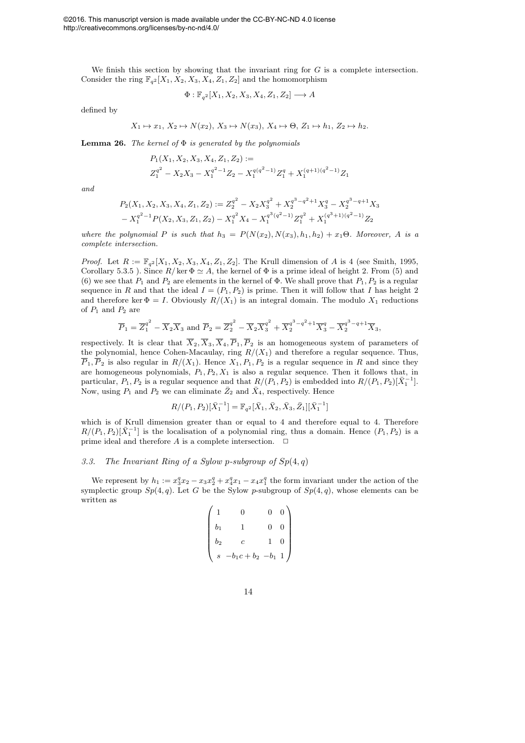We finish this section by showing that the invariant ring for $G$ is a complete intersection. Consider the ring $\mathbb{F}_{q^2}[X_1, X_2, X_3, X_4, Z_1, Z_2]$ and the homomorphism

$$\Phi : \mathbb{F}_{q^2}[X_1, X_2, X_3, X_4, Z_1, Z_2] \longrightarrow A$$

defined by

$$X_1 \mapsto x_1,\ X_2 \mapsto N(x_2),\ X_3 \mapsto N(x_3),\ X_4 \mapsto \Theta,\ Z_1 \mapsto h_1,\ Z_2 \mapsto h_2.$$

**Lemma 26.** *The kernel of $\Phi$ is generated by the polynomials*

$$P_1(X_1, X_2, X_3, X_4, Z_1, Z_2) := Z_1^{q^2} - X_2X_3 - X_1^{q^2-1}Z_2 - X_1^{q(q^2-1)}Z_1^q + X_1^{(q+1)(q^2-1)}Z_1$$

*and*

$$P_2(X_1, X_2, X_3, X_4, Z_1, Z_2) := Z_2^{q^2} - X_2X_3^{q^2} + X_2^{q^3-q^2+1}X_3^q - X_2^{q^3-q+1}X_3 - X_1^{q^2-1}P(X_2, X_3, Z_1, Z_2) - X_1^{q^2}X_4 - X_1^{q^3(q^2-1)}Z_1^{q^2} + X_1^{(q^3+1)(q^2-1)}Z_2$$

*where the polynomial $P$ is such that $h_3 = P(N(x_2), N(x_3), h_1, h_2) + x_1\Theta$. Moreover, $A$ is a complete intersection.*

*Proof.* Let $R := \mathbb{F}_{q^2}[X_1, X_2, X_3, X_4, Z_1, Z_2]$. The Krull dimension of $A$ is 4 (see Smith, 1995, Corollary 5.3.5 ). Since $R/\ker\Phi \simeq A$, the kernel of $\Phi$ is a prime ideal of height 2. From (5) and (6) we see that $P_1$ and $P_2$ are elements in the kernel of $\Phi$. We shall prove that $P_1, P_2$ is a regular sequence in $R$ and that the ideal $I = (P_1, P_2)$ is prime. Then it will follow that $I$ has height 2 and therefore $\ker\Phi = I$. Obviously $R/(X_1)$ is an integral domain. The modulo $X_1$ reductions of $P_1$ and $P_2$ are

$$\overline{P}_1 = \overline{Z}_1^{q^2} - \overline{X}_2\overline{X}_3 \text{ and } \overline{P}_2 = \overline{Z}_2^{q^2} - \overline{X}_2\overline{X}_3^{q^2} + \overline{X}_2^{q^3-q^2+1}\overline{X}_3^q - \overline{X}_2^{q^3-q+1}\overline{X}_3,$$

respectively. It is clear that $\overline{X}_2, \overline{X}_3, \overline{X}_4, \overline{P}_1, \overline{P}_2$ is an homogeneous system of parameters of the polynomial, hence Cohen-Macaulay, ring $R/(X_1)$ and therefore a regular sequence. Thus, $\overline{P}_1, \overline{P}_2$ is also regular in $R/(X_1)$. Hence $X_1, P_1, P_2$ is a regular sequence in $R$ and since they are homogeneous polynomials, $P_1, P_2, X_1$ is also a regular sequence. Then it follows that, in particular, $P_1, P_2$ is a regular sequence and that $R/(P_1, P_2)$ is embedded into $R/(P_1, P_2)[\bar{X}_1^{-1}]$. Now, using $P_1$ and $P_2$ we can eliminate $\bar{Z}_2$ and $\bar{X}_4$, respectively. Hence

$$R/(P_1, P_2)[\bar{X}_1^{-1}] = \mathbb{F}_{q^2}[\bar{X}_1, \bar{X}_2, \bar{X}_3, \bar{Z}_1][\bar{X}_1^{-1}]$$

which is of Krull dimension greater than or equal to 4 and therefore equal to 4. Therefore $R/(P_1, P_2)[\bar{X}_1^{-1}]$ is the localisation of a polynomial ring, thus a domain. Hence $(P_1, P_2)$ is a prime ideal and therefore $A$ is a complete intersection. □

### 3.3. The Invariant Ring of a Sylow $p$-subgroup of $Sp(4, q)$

We represent by $h_1 := x_3^qx_2 - x_3x_2^q + x_4^qx_1 - x_4x_1^q$ the form invariant under the action of the symplectic group $Sp(4, q)$. Let $G$ be the Sylow $p$-subgroup of $Sp(4, q)$, whose elements can be written as

$$\begin{pmatrix} 1 & 0 & 0 & 0 \\ b_1 & 1 & 0 & 0 \\ b_2 & c & 1 & 0 \\ s & -b_1c + b_2 & -b_1 & 1 \end{pmatrix}$$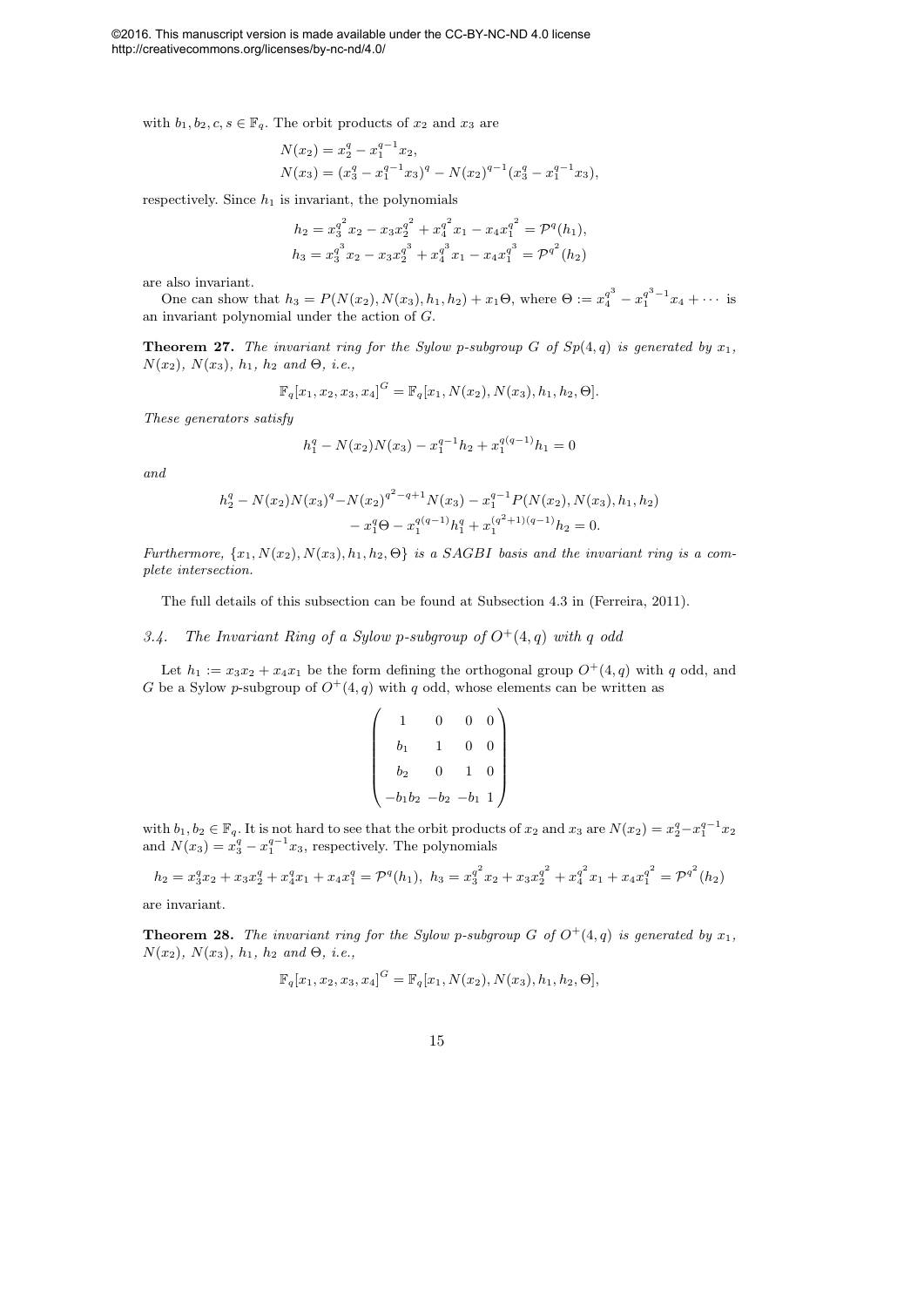with $b_1, b_2, c, s \in \mathbb{F}_q$. The orbit products of $x_2$ and $x_3$ are

$$N(x_2) = x_2^q - x_1^{q-1}x_2,$$
$$N(x_3) = (x_3^q - x_1^{q-1}x_3)^q - N(x_2)^{q-1}(x_3^q - x_1^{q-1}x_3),$$

respectively. Since $h_1$ is invariant, the polynomials

$$h_2 = x_3^{q^2}x_2 - x_3x_2^{q^2} + x_4^{q^2}x_1 - x_4x_1^{q^2} = \mathcal{P}^q(h_1),$$
$$h_3 = x_3^{q^3}x_2 - x_3x_2^{q^3} + x_4^{q^3}x_1 - x_4x_1^{q^3} = \mathcal{P}^{q^2}(h_2)$$

are also invariant.

One can show that $h_3 = P(N(x_2), N(x_3), h_1, h_2) + x_1\Theta$, where $\Theta := x_4^{q^3} - x_1^{q^3-1}x_4 + \cdots$ is an invariant polynomial under the action of $G$.

**Theorem 27.** *The invariant ring for the Sylow $p$-subgroup $G$ of $Sp(4, q)$ is generated by $x_1$, $N(x_2)$, $N(x_3)$, $h_1$, $h_2$ and $\Theta$, i.e.,*

$$\mathbb{F}_q[x_1, x_2, x_3, x_4]^G = \mathbb{F}_q[x_1, N(x_2), N(x_3), h_1, h_2, \Theta].$$

*These generators satisfy*

$$h_1^q - N(x_2)N(x_3) - x_1^{q-1}h_2 + x_1^{q(q-1)}h_1 = 0$$

*and*

$$h_2^q - N(x_2)N(x_3)^q - N(x_2)^{q^2-q+1}N(x_3) - x_1^{q-1}P(N(x_2), N(x_3), h_1, h_2) - x_1^q\Theta - x_1^{q(q-1)}h_1^q + x_1^{(q^2+1)(q-1)}h_2 = 0.$$

*Furthermore, $\{x_1, N(x_2), N(x_3), h_1, h_2, \Theta\}$ is a SAGBI basis and the invariant ring is a complete intersection.*

The full details of this subsection can be found at Subsection 4.3 in (Ferreira, 2011).

### *3.4. The Invariant Ring of a Sylow p-subgroup of $O^+(4, q)$ with q odd*

Let $h_1 := x_3x_2 + x_4x_1$ be the form defining the orthogonal group $O^+(4, q)$ with $q$ odd, and $G$ be a Sylow $p$-subgroup of $O^+(4, q)$ with $q$ odd, whose elements can be written as

$$\begin{pmatrix} 1 & 0 & 0 & 0 \\ b_1 & 1 & 0 & 0 \\ b_2 & 0 & 1 & 0 \\ -b_1b_2 & -b_2 & -b_1 & 1 \end{pmatrix}$$

with $b_1, b_2 \in \mathbb{F}_q$. It is not hard to see that the orbit products of $x_2$ and $x_3$ are $N(x_2) = x_2^q - x_1^{q-1}x_2$ and $N(x_3) = x_3^q - x_1^{q-1}x_3$, respectively. The polynomials

$$h_2 = x_3^qx_2 + x_3x_2^q + x_4^qx_1 + x_4x_1^q = \mathcal{P}^q(h_1),\ h_3 = x_3^{q^2}x_2 + x_3x_2^{q^2} + x_4^{q^2}x_1 + x_4x_1^{q^2} = \mathcal{P}^{q^2}(h_2)$$

are invariant.

**Theorem 28.** *The invariant ring for the Sylow $p$-subgroup $G$ of $O^+(4, q)$ is generated by $x_1$, $N(x_2)$, $N(x_3)$, $h_1$, $h_2$ and $\Theta$, i.e.,*

$$\mathbb{F}_q[x_1, x_2, x_3, x_4]^G = \mathbb{F}_q[x_1, N(x_2), N(x_3), h_1, h_2, \Theta],$$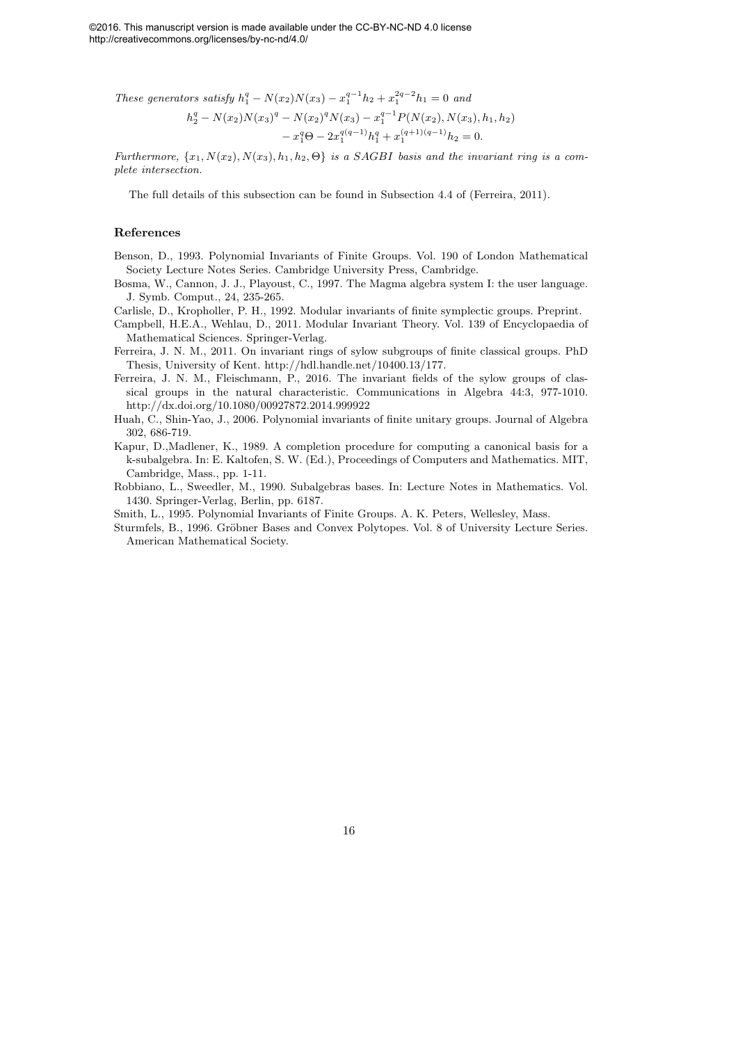©2016. This manuscript version is made available under the CC-BY-NC-ND 4.0 license
http://creativecommons.org/licenses/by-nc-nd/4.0/

*These generators satisfy* $h_1^q - N(x_2)N(x_3) - x_1^{q-1}h_2 + x_1^{2q-2}h_1 = 0$ *and*

$$h_2^q - N(x_2)N(x_3)^q - N(x_2)^q N(x_3) - x_1^{q-1}P(N(x_2), N(x_3), h_1, h_2) - x_1^q\Theta - 2x_1^{q(q-1)}h_1^q + x_1^{(q+1)(q-1)}h_2 = 0.$$

*Furthermore,* $\{x_1, N(x_2), N(x_3), h_1, h_2, \Theta\}$ *is a SAGBI basis and the invariant ring is a complete intersection.*

The full details of this subsection can be found in Subsection 4.4 of (Ferreira, 2011).

## References

Benson, D., 1993. Polynomial Invariants of Finite Groups. Vol. 190 of London Mathematical Society Lecture Notes Series. Cambridge University Press, Cambridge.

Bosma, W., Cannon, J. J., Playoust, C., 1997. The Magma algebra system I: the user language. J. Symb. Comput., 24, 235-265.

Carlisle, D., Kropholler, P. H., 1992. Modular invariants of finite symplectic groups. Preprint.

Campbell, H.E.A., Wehlau, D., 2011. Modular Invariant Theory. Vol. 139 of Encyclopaedia of Mathematical Sciences. Springer-Verlag.

Ferreira, J. N. M., 2011. On invariant rings of sylow subgroups of finite classical groups. PhD Thesis, University of Kent. http://hdl.handle.net/10400.13/177.

Ferreira, J. N. M., Fleischmann, P., 2016. The invariant fields of the sylow groups of classical groups in the natural characteristic. Communications in Algebra 44:3, 977-1010. http://dx.doi.org/10.1080/00927872.2014.999922

Huah, C., Shin-Yao, J., 2006. Polynomial invariants of finite unitary groups. Journal of Algebra 302, 686-719.

Kapur, D.,Madlener, K., 1989. A completion procedure for computing a canonical basis for a k-subalgebra. In: E. Kaltofen, S. W. (Ed.), Proceedings of Computers and Mathematics. MIT, Cambridge, Mass., pp. 1-11.

Robbiano, L., Sweedler, M., 1990. Subalgebras bases. In: Lecture Notes in Mathematics. Vol. 1430. Springer-Verlag, Berlin, pp. 6187.

Smith, L., 1995. Polynomial Invariants of Finite Groups. A. K. Peters, Wellesley, Mass.

Sturmfels, B., 1996. Gröbner Bases and Convex Polytopes. Vol. 8 of University Lecture Series. American Mathematical Society.